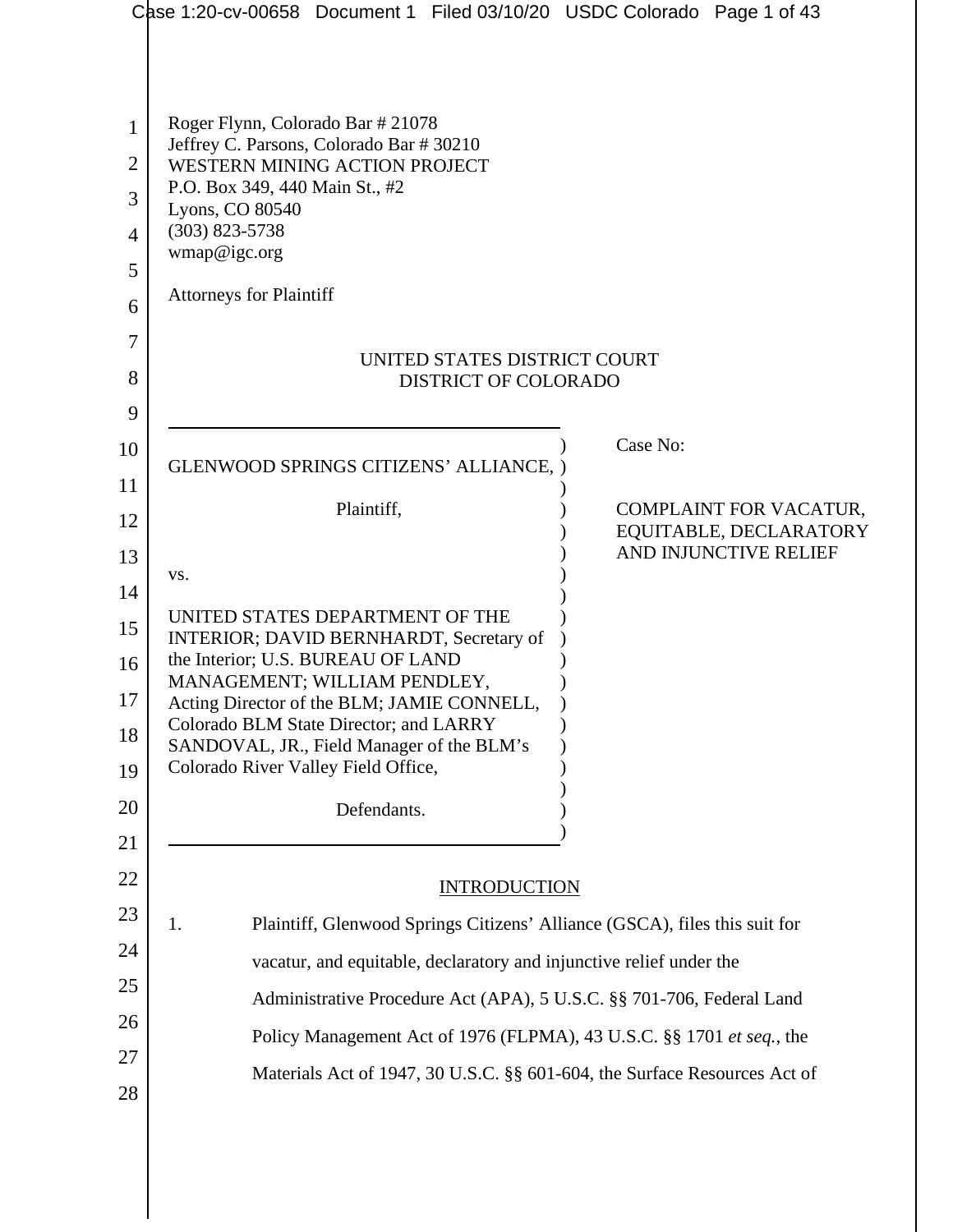Roger Flynn, Colorado Bar # 21078
Jeffrey C. Parsons, Colorado Bar # 30210
WESTERN MINING ACTION PROJECT
P.O. Box 349, 440 Main St., #2
Lyons, CO 80540
(303) 823-5738
wmap@igc.org

Attorneys for Plaintiff

UNITED STATES DISTRICT COURT
DISTRICT OF COLORADO

| | |
|---|---|
| GLENWOOD SPRINGS CITIZENS' ALLIANCE,<br><br>Plaintiff,<br><br>vs.<br><br>UNITED STATES DEPARTMENT OF THE INTERIOR; DAVID BERNHARDT, Secretary of the Interior; U.S. BUREAU OF LAND MANAGEMENT; WILLIAM PENDLEY, Acting Director of the BLM; JAMIE CONNELL, Colorado BLM State Director; and LARRY SANDOVAL, JR., Field Manager of the BLM's Colorado River Valley Field Office,<br><br>Defendants. | Case No:<br><br>COMPLAINT FOR VACATUR, EQUITABLE, DECLARATORY AND INJUNCTIVE RELIEF |

## INTRODUCTION

1. Plaintiff, Glenwood Springs Citizens' Alliance (GSCA), files this suit for vacatur, and equitable, declaratory and injunctive relief under the Administrative Procedure Act (APA), 5 U.S.C. §§ 701-706, Federal Land Policy Management Act of 1976 (FLPMA), 43 U.S.C. §§ 1701 *et seq.*, the Materials Act of 1947, 30 U.S.C. §§ 601-604, the Surface Resources Act of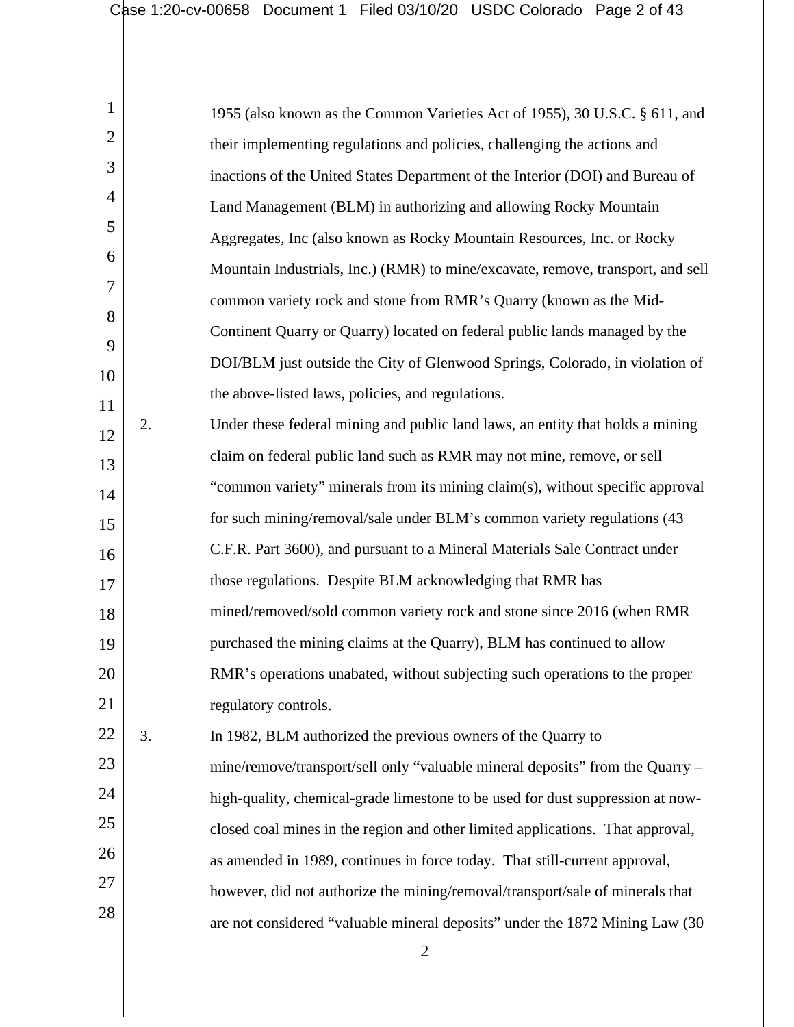1955 (also known as the Common Varieties Act of 1955), 30 U.S.C. § 611, and their implementing regulations and policies, challenging the actions and inactions of the United States Department of the Interior (DOI) and Bureau of Land Management (BLM) in authorizing and allowing Rocky Mountain Aggregates, Inc (also known as Rocky Mountain Resources, Inc. or Rocky Mountain Industrials, Inc.) (RMR) to mine/excavate, remove, transport, and sell common variety rock and stone from RMR's Quarry (known as the Mid-Continent Quarry or Quarry) located on federal public lands managed by the DOI/BLM just outside the City of Glenwood Springs, Colorado, in violation of the above-listed laws, policies, and regulations.

2. Under these federal mining and public land laws, an entity that holds a mining claim on federal public land such as RMR may not mine, remove, or sell "common variety" minerals from its mining claim(s), without specific approval for such mining/removal/sale under BLM's common variety regulations (43 C.F.R. Part 3600), and pursuant to a Mineral Materials Sale Contract under those regulations. Despite BLM acknowledging that RMR has mined/removed/sold common variety rock and stone since 2016 (when RMR purchased the mining claims at the Quarry), BLM has continued to allow RMR's operations unabated, without subjecting such operations to the proper regulatory controls.

3. In 1982, BLM authorized the previous owners of the Quarry to mine/remove/transport/sell only "valuable mineral deposits" from the Quarry – high-quality, chemical-grade limestone to be used for dust suppression at now-closed coal mines in the region and other limited applications. That approval, as amended in 1989, continues in force today. That still-current approval, however, did not authorize the mining/removal/transport/sale of minerals that are not considered "valuable mineral deposits" under the 1872 Mining Law (30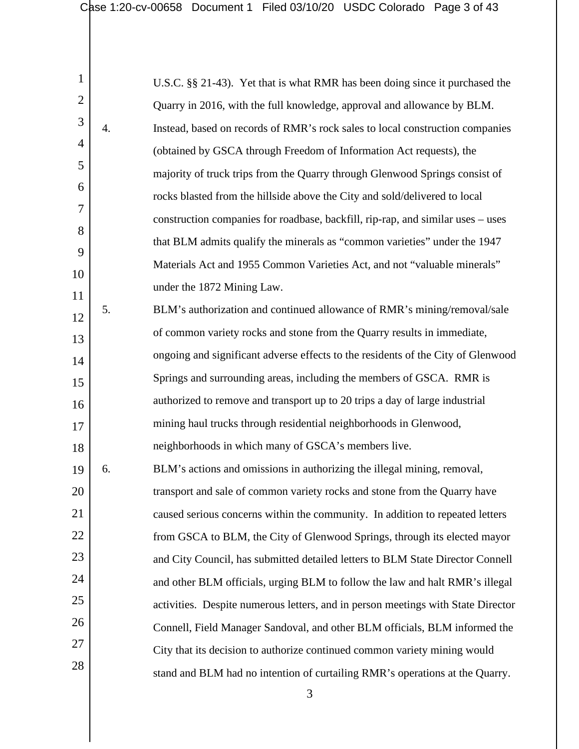U.S.C. §§ 21-43). Yet that is what RMR has been doing since it purchased the Quarry in 2016, with the full knowledge, approval and allowance by BLM.

4. Instead, based on records of RMR's rock sales to local construction companies (obtained by GSCA through Freedom of Information Act requests), the majority of truck trips from the Quarry through Glenwood Springs consist of rocks blasted from the hillside above the City and sold/delivered to local construction companies for roadbase, backfill, rip-rap, and similar uses – uses that BLM admits qualify the minerals as "common varieties" under the 1947 Materials Act and 1955 Common Varieties Act, and not "valuable minerals" under the 1872 Mining Law.

5. BLM's authorization and continued allowance of RMR's mining/removal/sale of common variety rocks and stone from the Quarry results in immediate, ongoing and significant adverse effects to the residents of the City of Glenwood Springs and surrounding areas, including the members of GSCA. RMR is authorized to remove and transport up to 20 trips a day of large industrial mining haul trucks through residential neighborhoods in Glenwood, neighborhoods in which many of GSCA's members live.

6. BLM's actions and omissions in authorizing the illegal mining, removal, transport and sale of common variety rocks and stone from the Quarry have caused serious concerns within the community. In addition to repeated letters from GSCA to BLM, the City of Glenwood Springs, through its elected mayor and City Council, has submitted detailed letters to BLM State Director Connell and other BLM officials, urging BLM to follow the law and halt RMR's illegal activities. Despite numerous letters, and in person meetings with State Director Connell, Field Manager Sandoval, and other BLM officials, BLM informed the City that its decision to authorize continued common variety mining would stand and BLM had no intention of curtailing RMR's operations at the Quarry.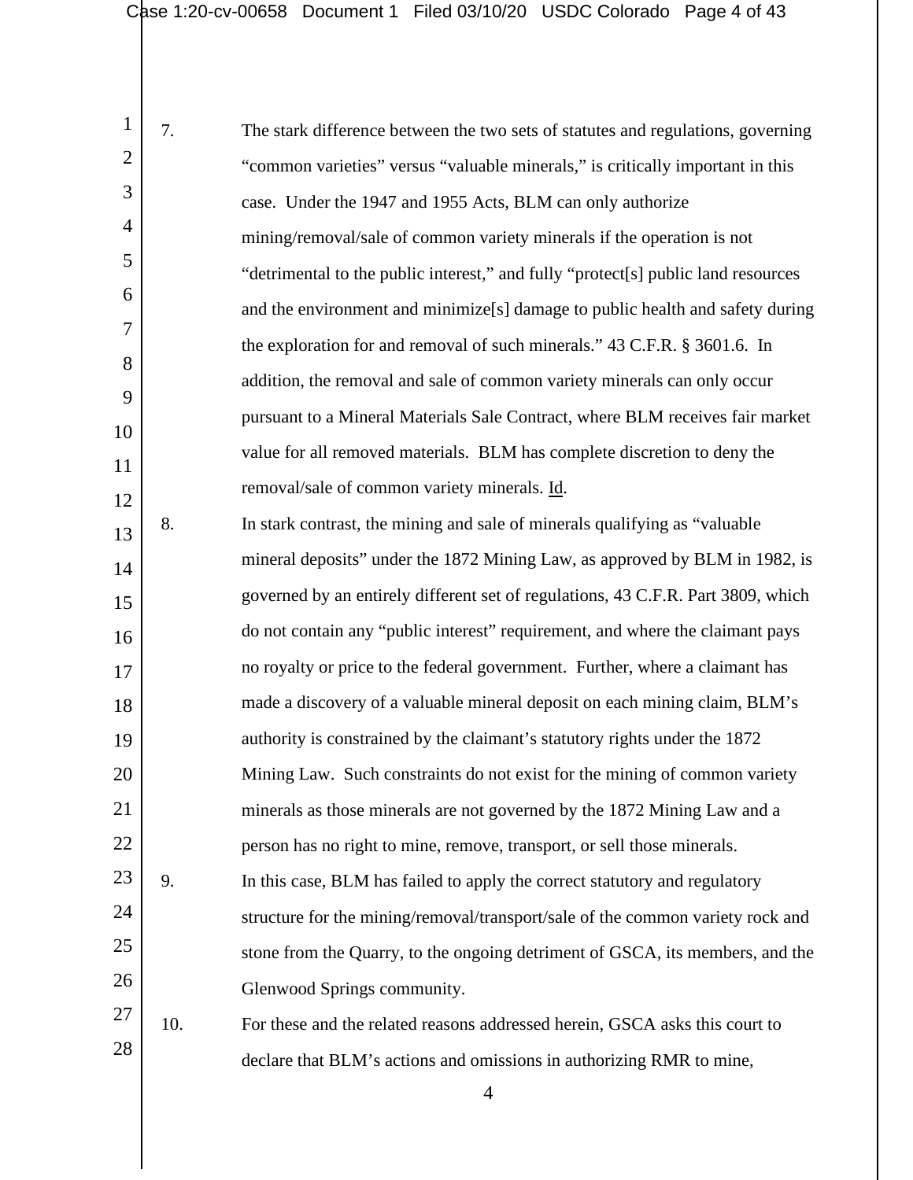7. The stark difference between the two sets of statutes and regulations, governing "common varieties" versus "valuable minerals," is critically important in this case. Under the 1947 and 1955 Acts, BLM can only authorize mining/removal/sale of common variety minerals if the operation is not "detrimental to the public interest," and fully "protect[s] public land resources and the environment and minimize[s] damage to public health and safety during the exploration for and removal of such minerals." 43 C.F.R. § 3601.6. In addition, the removal and sale of common variety minerals can only occur pursuant to a Mineral Materials Sale Contract, where BLM receives fair market value for all removed materials. BLM has complete discretion to deny the removal/sale of common variety minerals. Id.

8. In stark contrast, the mining and sale of minerals qualifying as "valuable mineral deposits" under the 1872 Mining Law, as approved by BLM in 1982, is governed by an entirely different set of regulations, 43 C.F.R. Part 3809, which do not contain any "public interest" requirement, and where the claimant pays no royalty or price to the federal government. Further, where a claimant has made a discovery of a valuable mineral deposit on each mining claim, BLM's authority is constrained by the claimant's statutory rights under the 1872 Mining Law. Such constraints do not exist for the mining of common variety minerals as those minerals are not governed by the 1872 Mining Law and a person has no right to mine, remove, transport, or sell those minerals.

9. In this case, BLM has failed to apply the correct statutory and regulatory structure for the mining/removal/transport/sale of the common variety rock and stone from the Quarry, to the ongoing detriment of GSCA, its members, and the Glenwood Springs community.

10. For these and the related reasons addressed herein, GSCA asks this court to declare that BLM's actions and omissions in authorizing RMR to mine,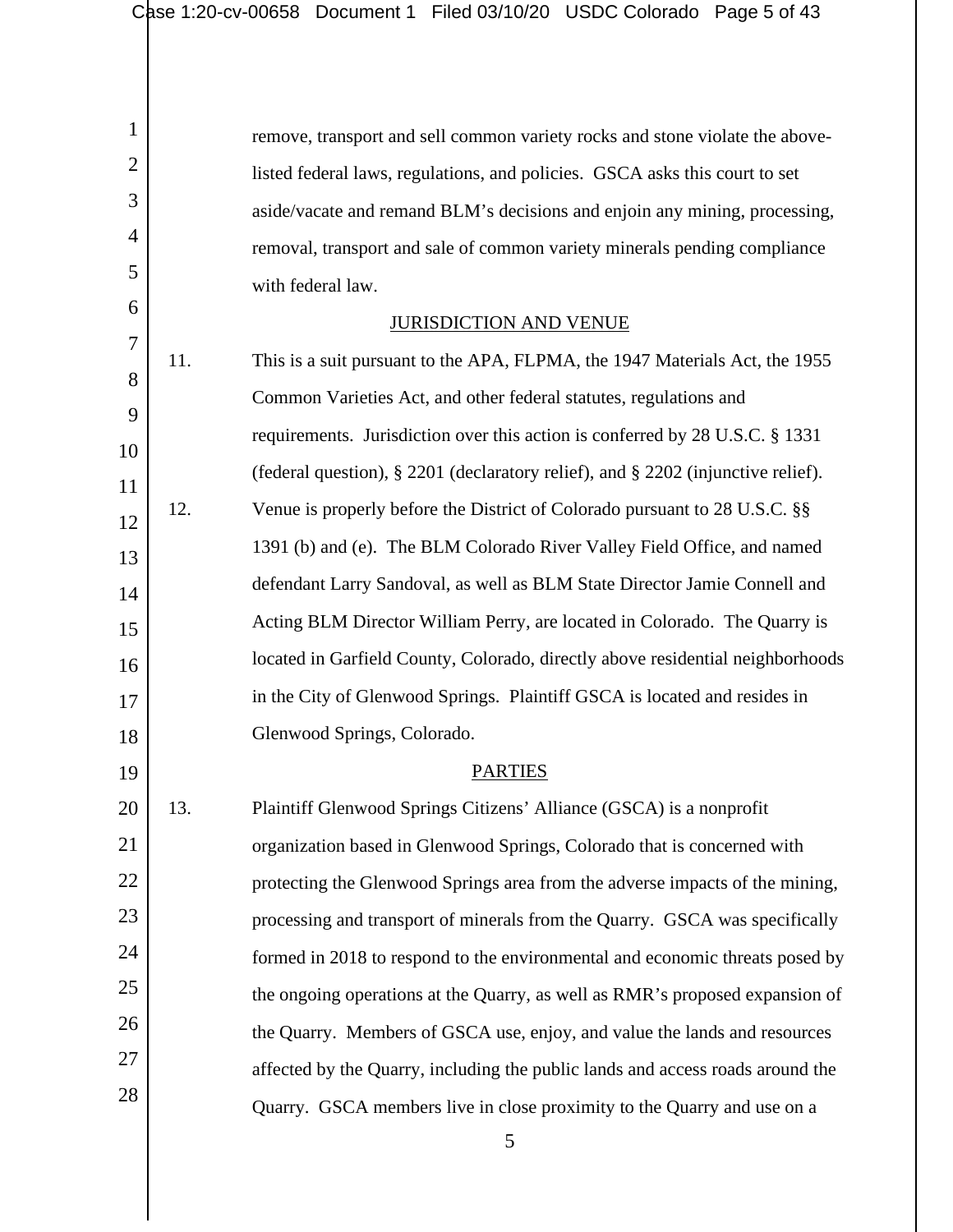remove, transport and sell common variety rocks and stone violate the above-listed federal laws, regulations, and policies. GSCA asks this court to set aside/vacate and remand BLM's decisions and enjoin any mining, processing, removal, transport and sale of common variety minerals pending compliance with federal law.

## JURISDICTION AND VENUE

11. This is a suit pursuant to the APA, FLPMA, the 1947 Materials Act, the 1955 Common Varieties Act, and other federal statutes, regulations and requirements. Jurisdiction over this action is conferred by 28 U.S.C. § 1331 (federal question), § 2201 (declaratory relief), and § 2202 (injunctive relief).

12. Venue is properly before the District of Colorado pursuant to 28 U.S.C. §§ 1391 (b) and (e). The BLM Colorado River Valley Field Office, and named defendant Larry Sandoval, as well as BLM State Director Jamie Connell and Acting BLM Director William Perry, are located in Colorado. The Quarry is located in Garfield County, Colorado, directly above residential neighborhoods in the City of Glenwood Springs. Plaintiff GSCA is located and resides in Glenwood Springs, Colorado.

## PARTIES

13. Plaintiff Glenwood Springs Citizens' Alliance (GSCA) is a nonprofit organization based in Glenwood Springs, Colorado that is concerned with protecting the Glenwood Springs area from the adverse impacts of the mining, processing and transport of minerals from the Quarry. GSCA was specifically formed in 2018 to respond to the environmental and economic threats posed by the ongoing operations at the Quarry, as well as RMR's proposed expansion of the Quarry. Members of GSCA use, enjoy, and value the lands and resources affected by the Quarry, including the public lands and access roads around the Quarry. GSCA members live in close proximity to the Quarry and use on a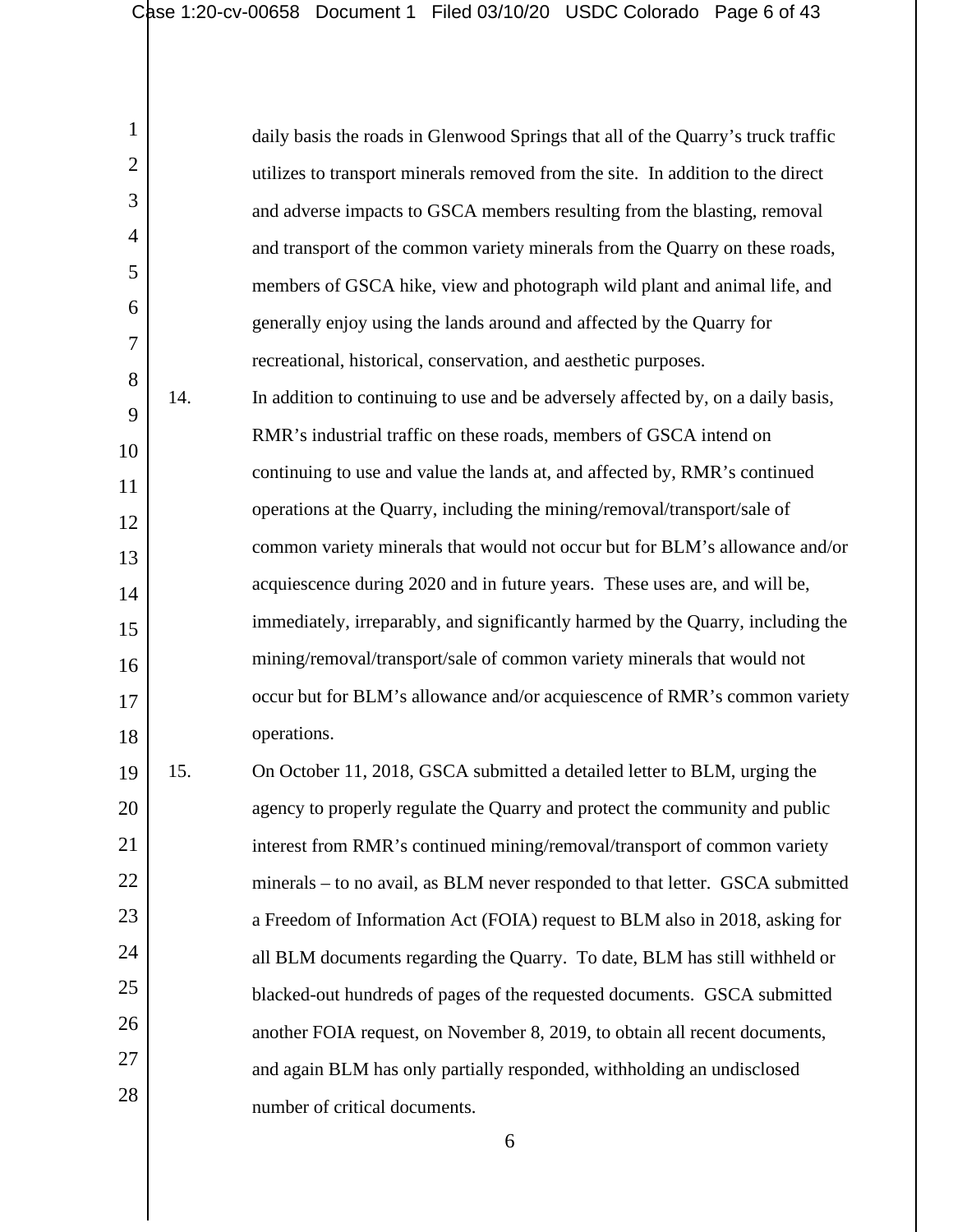daily basis the roads in Glenwood Springs that all of the Quarry's truck traffic utilizes to transport minerals removed from the site. In addition to the direct and adverse impacts to GSCA members resulting from the blasting, removal and transport of the common variety minerals from the Quarry on these roads, members of GSCA hike, view and photograph wild plant and animal life, and generally enjoy using the lands around and affected by the Quarry for recreational, historical, conservation, and aesthetic purposes.

14. In addition to continuing to use and be adversely affected by, on a daily basis, RMR's industrial traffic on these roads, members of GSCA intend on continuing to use and value the lands at, and affected by, RMR's continued operations at the Quarry, including the mining/removal/transport/sale of common variety minerals that would not occur but for BLM's allowance and/or acquiescence during 2020 and in future years. These uses are, and will be, immediately, irreparably, and significantly harmed by the Quarry, including the mining/removal/transport/sale of common variety minerals that would not occur but for BLM's allowance and/or acquiescence of RMR's common variety operations.

15. On October 11, 2018, GSCA submitted a detailed letter to BLM, urging the agency to properly regulate the Quarry and protect the community and public interest from RMR's continued mining/removal/transport of common variety minerals – to no avail, as BLM never responded to that letter. GSCA submitted a Freedom of Information Act (FOIA) request to BLM also in 2018, asking for all BLM documents regarding the Quarry. To date, BLM has still withheld or blacked-out hundreds of pages of the requested documents. GSCA submitted another FOIA request, on November 8, 2019, to obtain all recent documents, and again BLM has only partially responded, withholding an undisclosed number of critical documents.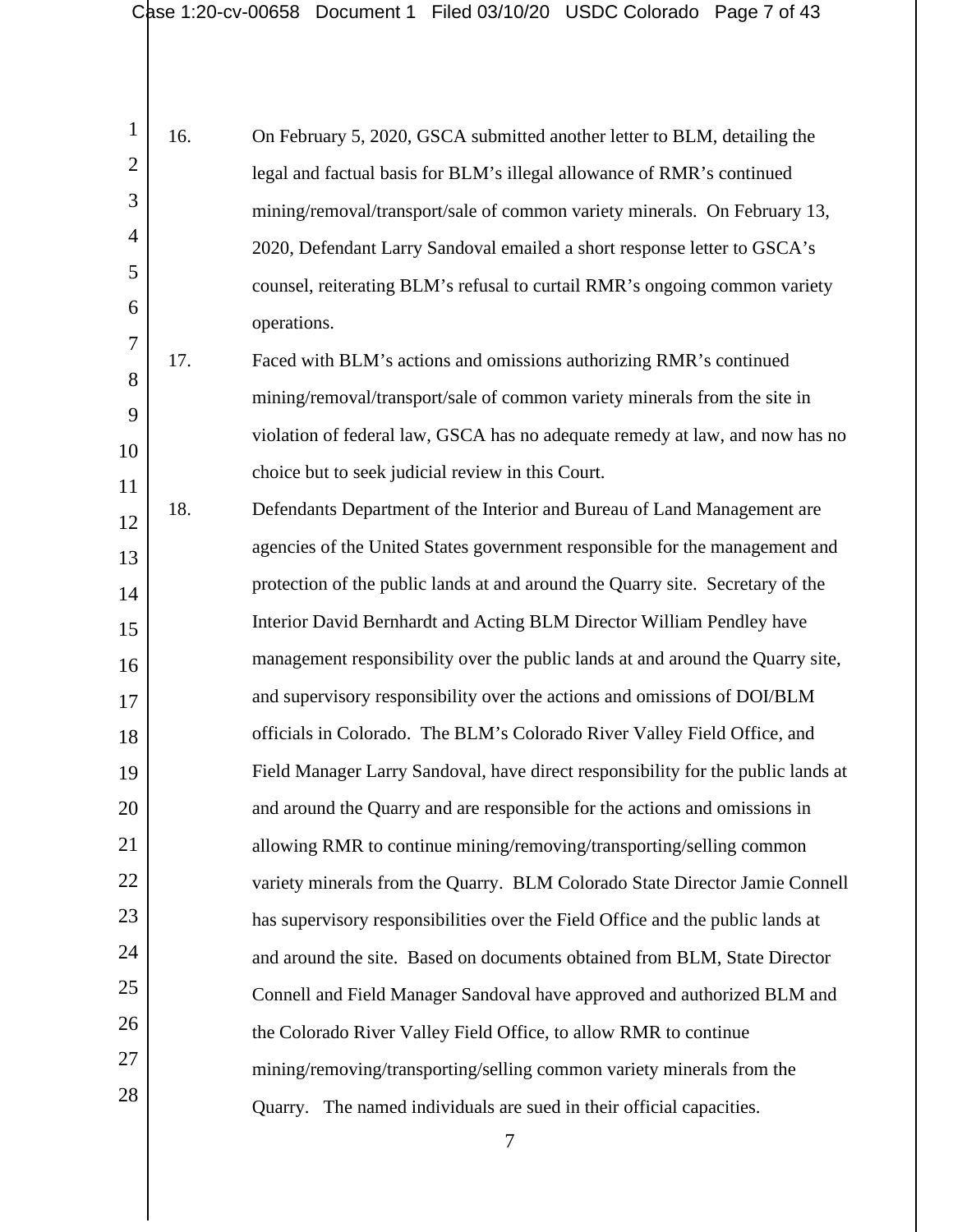16. On February 5, 2020, GSCA submitted another letter to BLM, detailing the legal and factual basis for BLM's illegal allowance of RMR's continued mining/removal/transport/sale of common variety minerals. On February 13, 2020, Defendant Larry Sandoval emailed a short response letter to GSCA's counsel, reiterating BLM's refusal to curtail RMR's ongoing common variety operations.

17. Faced with BLM's actions and omissions authorizing RMR's continued mining/removal/transport/sale of common variety minerals from the site in violation of federal law, GSCA has no adequate remedy at law, and now has no choice but to seek judicial review in this Court.

18. Defendants Department of the Interior and Bureau of Land Management are agencies of the United States government responsible for the management and protection of the public lands at and around the Quarry site. Secretary of the Interior David Bernhardt and Acting BLM Director William Pendley have management responsibility over the public lands at and around the Quarry site, and supervisory responsibility over the actions and omissions of DOI/BLM officials in Colorado. The BLM's Colorado River Valley Field Office, and Field Manager Larry Sandoval, have direct responsibility for the public lands at and around the Quarry and are responsible for the actions and omissions in allowing RMR to continue mining/removing/transporting/selling common variety minerals from the Quarry. BLM Colorado State Director Jamie Connell has supervisory responsibilities over the Field Office and the public lands at and around the site. Based on documents obtained from BLM, State Director Connell and Field Manager Sandoval have approved and authorized BLM and the Colorado River Valley Field Office, to allow RMR to continue mining/removing/transporting/selling common variety minerals from the Quarry. The named individuals are sued in their official capacities.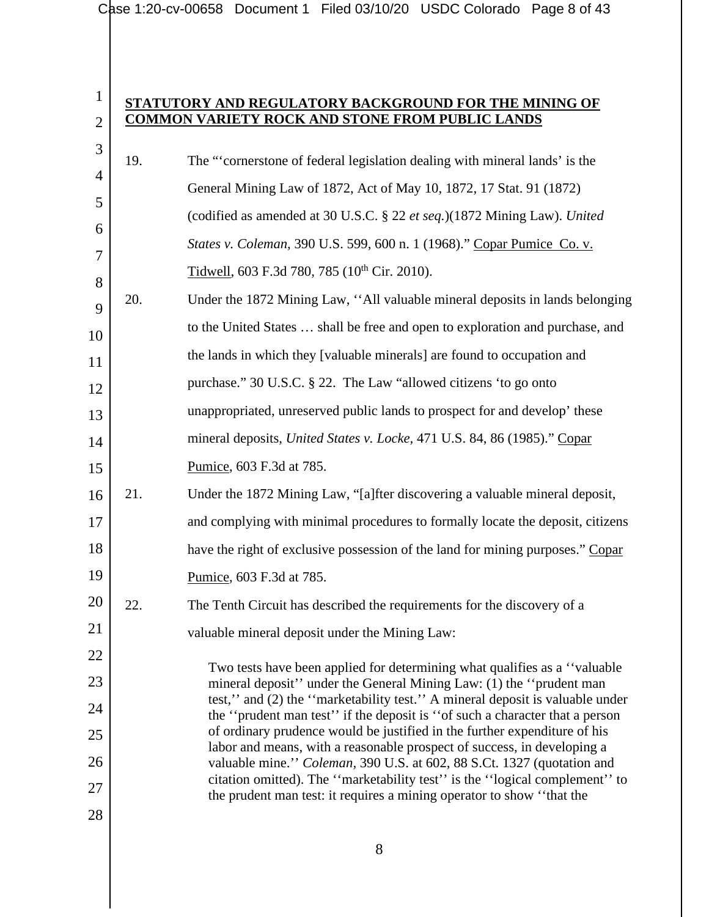**STATUTORY AND REGULATORY BACKGROUND FOR THE MINING OF COMMON VARIETY ROCK AND STONE FROM PUBLIC LANDS**

19. The "'cornerstone of federal legislation dealing with mineral lands' is the General Mining Law of 1872, Act of May 10, 1872, 17 Stat. 91 (1872) (codified as amended at 30 U.S.C. § 22 *et seq.*)(1872 Mining Law). *United States v. Coleman*, 390 U.S. 599, 600 n. 1 (1968)." Copar Pumice Co. v. Tidwell, 603 F.3d 780, 785 (10th Cir. 2010).

20. Under the 1872 Mining Law, ''All valuable mineral deposits in lands belonging to the United States … shall be free and open to exploration and purchase, and the lands in which they [valuable minerals] are found to occupation and purchase." 30 U.S.C. § 22. The Law "allowed citizens 'to go onto unappropriated, unreserved public lands to prospect for and develop' these mineral deposits, *United States v. Locke*, 471 U.S. 84, 86 (1985)." Copar Pumice, 603 F.3d at 785.

21. Under the 1872 Mining Law, "[a]fter discovering a valuable mineral deposit, and complying with minimal procedures to formally locate the deposit, citizens have the right of exclusive possession of the land for mining purposes." Copar Pumice, 603 F.3d at 785.

22. The Tenth Circuit has described the requirements for the discovery of a valuable mineral deposit under the Mining Law:

> Two tests have been applied for determining what qualifies as a ''valuable mineral deposit'' under the General Mining Law: (1) the ''prudent man test,'' and (2) the ''marketability test.'' A mineral deposit is valuable under the ''prudent man test'' if the deposit is ''of such a character that a person of ordinary prudence would be justified in the further expenditure of his labor and means, with a reasonable prospect of success, in developing a valuable mine.'' *Coleman*, 390 U.S. at 602, 88 S.Ct. 1327 (quotation and citation omitted). The ''marketability test'' is the ''logical complement'' to the prudent man test: it requires a mining operator to show ''that the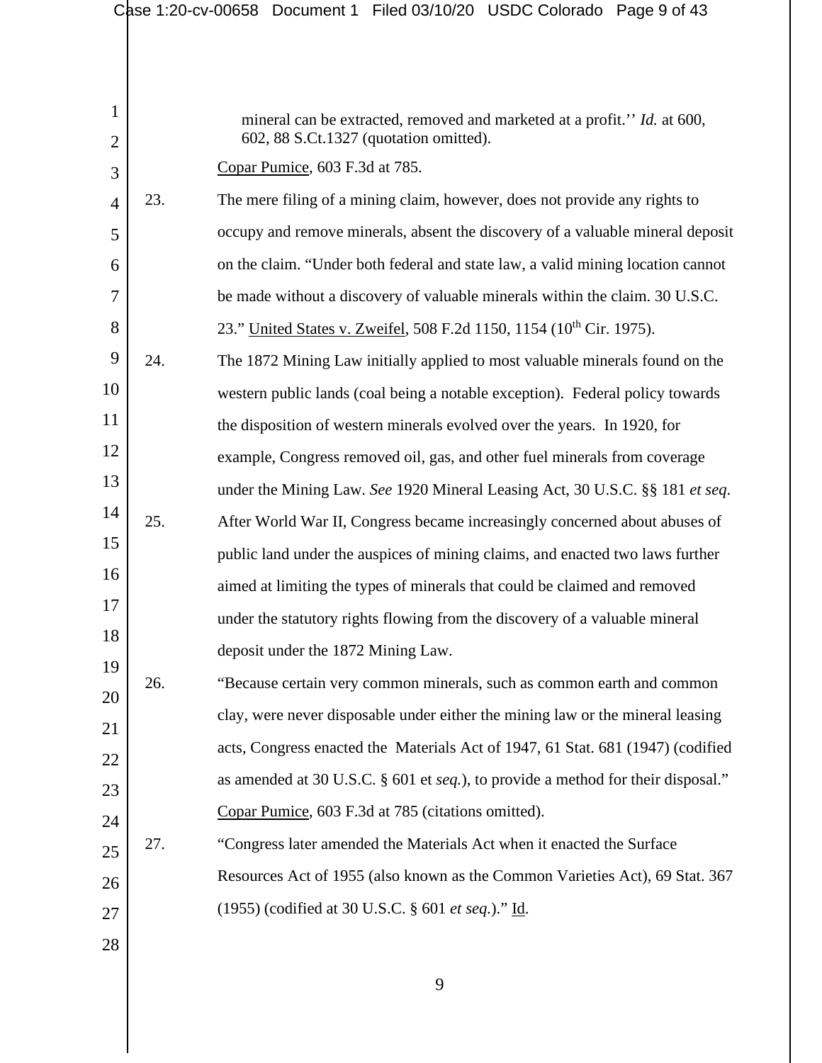> mineral can be extracted, removed and marketed at a profit.'' *Id.* at 600, 602, 88 S.Ct.1327 (quotation omitted).

Copar Pumice, 603 F.3d at 785.

23. The mere filing of a mining claim, however, does not provide any rights to occupy and remove minerals, absent the discovery of a valuable mineral deposit on the claim. "Under both federal and state law, a valid mining location cannot be made without a discovery of valuable minerals within the claim. 30 U.S.C. 23." United States v. Zweifel, 508 F.2d 1150, 1154 (10th Cir. 1975).

24. The 1872 Mining Law initially applied to most valuable minerals found on the western public lands (coal being a notable exception). Federal policy towards the disposition of western minerals evolved over the years. In 1920, for example, Congress removed oil, gas, and other fuel minerals from coverage under the Mining Law. *See* 1920 Mineral Leasing Act, 30 U.S.C. §§ 181 *et seq.*

25. After World War II, Congress became increasingly concerned about abuses of public land under the auspices of mining claims, and enacted two laws further aimed at limiting the types of minerals that could be claimed and removed under the statutory rights flowing from the discovery of a valuable mineral deposit under the 1872 Mining Law.

26. "Because certain very common minerals, such as common earth and common clay, were never disposable under either the mining law or the mineral leasing acts, Congress enacted the Materials Act of 1947, 61 Stat. 681 (1947) (codified as amended at 30 U.S.C. § 601 et *seq.*), to provide a method for their disposal." Copar Pumice, 603 F.3d at 785 (citations omitted).

27. "Congress later amended the Materials Act when it enacted the Surface Resources Act of 1955 (also known as the Common Varieties Act), 69 Stat. 367 (1955) (codified at 30 U.S.C. § 601 *et seq.*)." Id.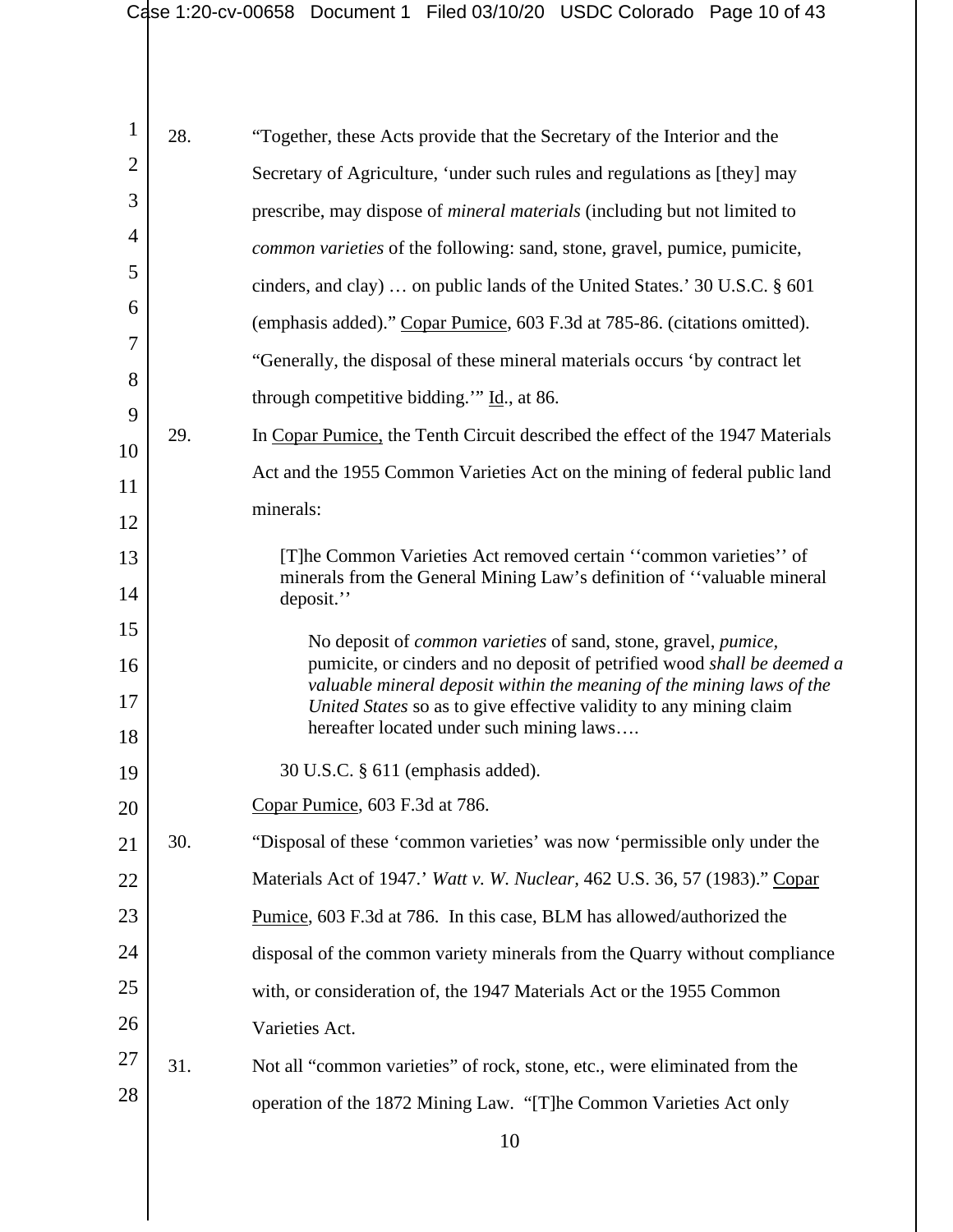28. "Together, these Acts provide that the Secretary of the Interior and the Secretary of Agriculture, 'under such rules and regulations as [they] may prescribe, may dispose of *mineral materials* (including but not limited to *common varieties* of the following: sand, stone, gravel, pumice, pumicite, cinders, and clay) … on public lands of the United States.' 30 U.S.C. § 601 (emphasis added)." Copar Pumice, 603 F.3d at 785-86. (citations omitted). "Generally, the disposal of these mineral materials occurs 'by contract let through competitive bidding.'" Id., at 86.

29. In Copar Pumice, the Tenth Circuit described the effect of the 1947 Materials Act and the 1955 Common Varieties Act on the mining of federal public land minerals:

> [T]he Common Varieties Act removed certain ''common varieties'' of minerals from the General Mining Law's definition of ''valuable mineral deposit.''
>
>> No deposit of *common varieties* of sand, stone, gravel, *pumice*, pumicite, or cinders and no deposit of petrified wood *shall be deemed a valuable mineral deposit within the meaning of the mining laws of the United States* so as to give effective validity to any mining claim hereafter located under such mining laws….
>>
>> 30 U.S.C. § 611 (emphasis added).
>
> Copar Pumice, 603 F.3d at 786.

30. "Disposal of these 'common varieties' was now 'permissible only under the Materials Act of 1947.' *Watt v. W. Nuclear*, 462 U.S. 36, 57 (1983)." Copar Pumice, 603 F.3d at 786. In this case, BLM has allowed/authorized the disposal of the common variety minerals from the Quarry without compliance with, or consideration of, the 1947 Materials Act or the 1955 Common Varieties Act.

31. Not all "common varieties" of rock, stone, etc., were eliminated from the operation of the 1872 Mining Law. "[T]he Common Varieties Act only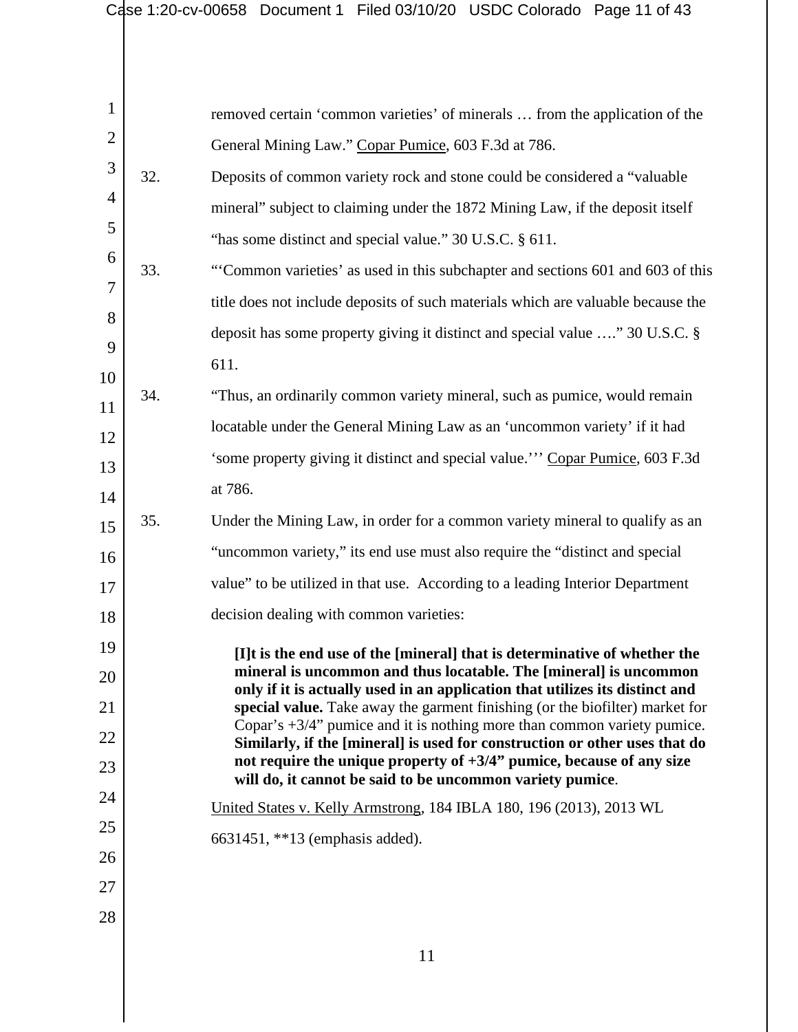removed certain 'common varieties' of minerals … from the application of the General Mining Law." Copar Pumice, 603 F.3d at 786.

32. Deposits of common variety rock and stone could be considered a "valuable mineral" subject to claiming under the 1872 Mining Law, if the deposit itself "has some distinct and special value." 30 U.S.C. § 611.

33. "'Common varieties' as used in this subchapter and sections 601 and 603 of this title does not include deposits of such materials which are valuable because the deposit has some property giving it distinct and special value …." 30 U.S.C. § 611.

34. "Thus, an ordinarily common variety mineral, such as pumice, would remain locatable under the General Mining Law as an 'uncommon variety' if it had 'some property giving it distinct and special value.''' Copar Pumice, 603 F.3d at 786.

35. Under the Mining Law, in order for a common variety mineral to qualify as an "uncommon variety," its end use must also require the "distinct and special value" to be utilized in that use. According to a leading Interior Department decision dealing with common varieties:

> **[I]t is the end use of the [mineral] that is determinative of whether the mineral is uncommon and thus locatable. The [mineral] is uncommon only if it is actually used in an application that utilizes its distinct and special value.** Take away the garment finishing (or the biofilter) market for Copar's +3/4" pumice and it is nothing more than common variety pumice. **Similarly, if the [mineral] is used for construction or other uses that do not require the unique property of +3/4" pumice, because of any size will do, it cannot be said to be uncommon variety pumice**.

United States v. Kelly Armstrong, 184 IBLA 180, 196 (2013), 2013 WL 6631451, **13 (emphasis added).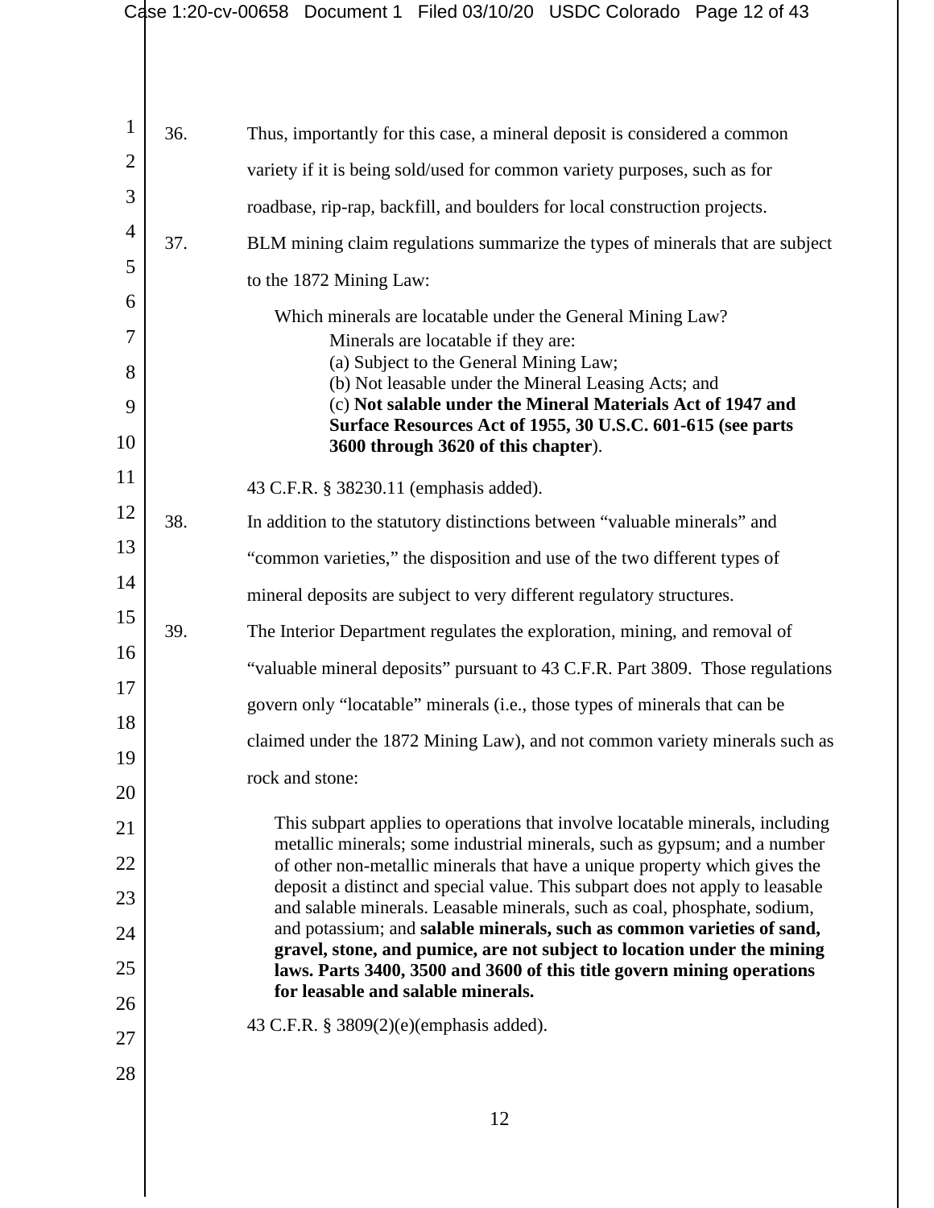36. Thus, importantly for this case, a mineral deposit is considered a common variety if it is being sold/used for common variety purposes, such as for roadbase, rip-rap, backfill, and boulders for local construction projects.

37. BLM mining claim regulations summarize the types of minerals that are subject to the 1872 Mining Law:

> Which minerals are locatable under the General Mining Law?
>
> Minerals are locatable if they are:
>
> (a) Subject to the General Mining Law;
>
> (b) Not leasable under the Mineral Leasing Acts; and
>
> (c) **Not salable under the Mineral Materials Act of 1947 and Surface Resources Act of 1955, 30 U.S.C. 601-615 (see parts 3600 through 3620 of this chapter**).

43 C.F.R. § 38230.11 (emphasis added).

38. In addition to the statutory distinctions between "valuable minerals" and "common varieties," the disposition and use of the two different types of mineral deposits are subject to very different regulatory structures.

39. The Interior Department regulates the exploration, mining, and removal of "valuable mineral deposits" pursuant to 43 C.F.R. Part 3809. Those regulations govern only "locatable" minerals (i.e., those types of minerals that can be claimed under the 1872 Mining Law), and not common variety minerals such as rock and stone:

> This subpart applies to operations that involve locatable minerals, including metallic minerals; some industrial minerals, such as gypsum; and a number of other non-metallic minerals that have a unique property which gives the deposit a distinct and special value. This subpart does not apply to leasable and salable minerals. Leasable minerals, such as coal, phosphate, sodium, and potassium; and **salable minerals, such as common varieties of sand, gravel, stone, and pumice, are not subject to location under the mining laws. Parts 3400, 3500 and 3600 of this title govern mining operations for leasable and salable minerals.**

43 C.F.R. § 3809(2)(e)(emphasis added).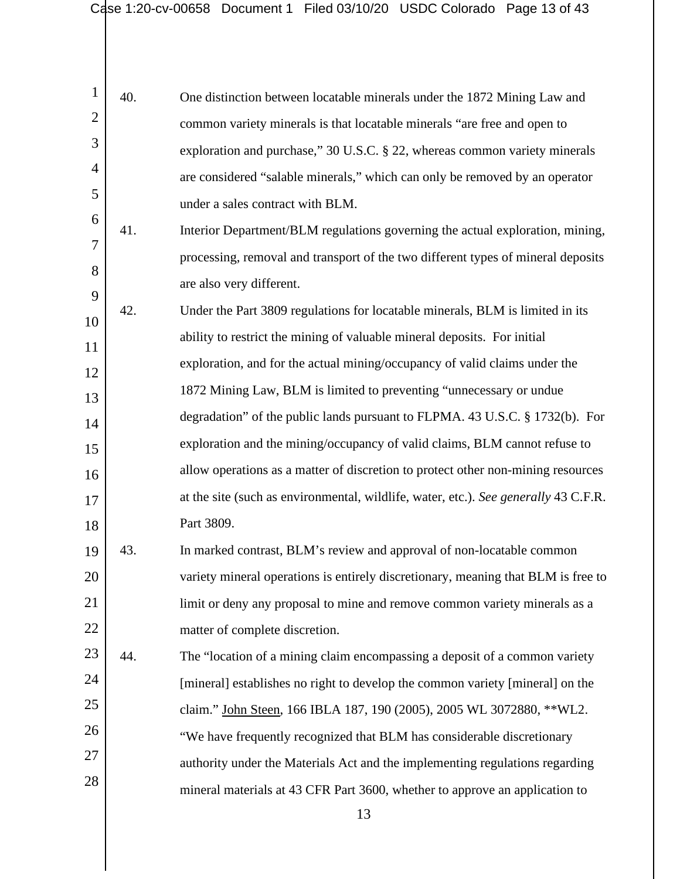40. One distinction between locatable minerals under the 1872 Mining Law and common variety minerals is that locatable minerals "are free and open to exploration and purchase," 30 U.S.C. § 22, whereas common variety minerals are considered "salable minerals," which can only be removed by an operator under a sales contract with BLM.

41. Interior Department/BLM regulations governing the actual exploration, mining, processing, removal and transport of the two different types of mineral deposits are also very different.

42. Under the Part 3809 regulations for locatable minerals, BLM is limited in its ability to restrict the mining of valuable mineral deposits. For initial exploration, and for the actual mining/occupancy of valid claims under the 1872 Mining Law, BLM is limited to preventing "unnecessary or undue degradation" of the public lands pursuant to FLPMA. 43 U.S.C. § 1732(b). For exploration and the mining/occupancy of valid claims, BLM cannot refuse to allow operations as a matter of discretion to protect other non-mining resources at the site (such as environmental, wildlife, water, etc.). *See generally* 43 C.F.R. Part 3809.

43. In marked contrast, BLM's review and approval of non-locatable common variety mineral operations is entirely discretionary, meaning that BLM is free to limit or deny any proposal to mine and remove common variety minerals as a matter of complete discretion.

44. The "location of a mining claim encompassing a deposit of a common variety [mineral] establishes no right to develop the common variety [mineral] on the claim." John Steen, 166 IBLA 187, 190 (2005), 2005 WL 3072880, **WL2. "We have frequently recognized that BLM has considerable discretionary authority under the Materials Act and the implementing regulations regarding mineral materials at 43 CFR Part 3600, whether to approve an application to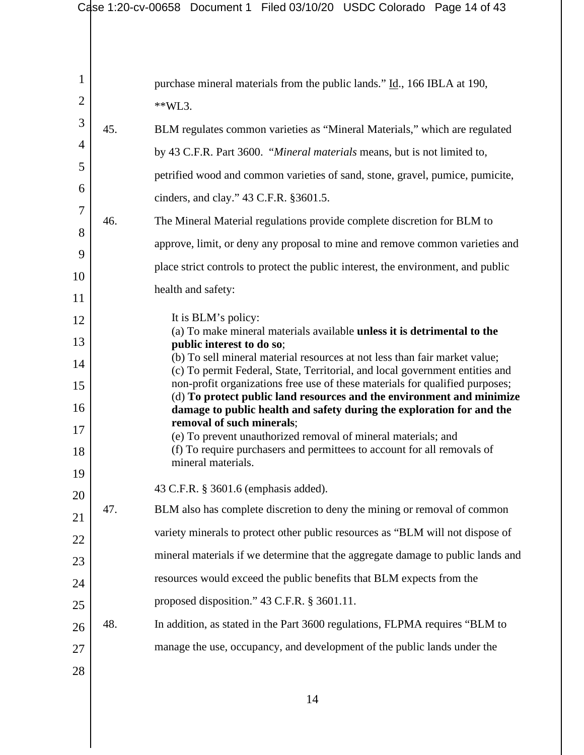purchase mineral materials from the public lands." Id., 166 IBLA at 190, **WL3.

45. BLM regulates common varieties as "Mineral Materials," which are regulated by 43 C.F.R. Part 3600. "*Mineral materials* means, but is not limited to, petrified wood and common varieties of sand, stone, gravel, pumice, pumicite, cinders, and clay." 43 C.F.R. §3601.5.

46. The Mineral Material regulations provide complete discretion for BLM to approve, limit, or deny any proposal to mine and remove common varieties and place strict controls to protect the public interest, the environment, and public health and safety:

> It is BLM's policy:
> (a) To make mineral materials available **unless it is detrimental to the public interest to do so**;
> (b) To sell mineral material resources at not less than fair market value;
> (c) To permit Federal, State, Territorial, and local government entities and non-profit organizations free use of these materials for qualified purposes;
> (d) **To protect public land resources and the environment and minimize damage to public health and safety during the exploration for and the removal of such minerals**;
> (e) To prevent unauthorized removal of mineral materials; and
> (f) To require purchasers and permittees to account for all removals of mineral materials.

43 C.F.R. § 3601.6 (emphasis added).

47. BLM also has complete discretion to deny the mining or removal of common variety minerals to protect other public resources as "BLM will not dispose of mineral materials if we determine that the aggregate damage to public lands and resources would exceed the public benefits that BLM expects from the proposed disposition." 43 C.F.R. § 3601.11.

48. In addition, as stated in the Part 3600 regulations, FLPMA requires "BLM to manage the use, occupancy, and development of the public lands under the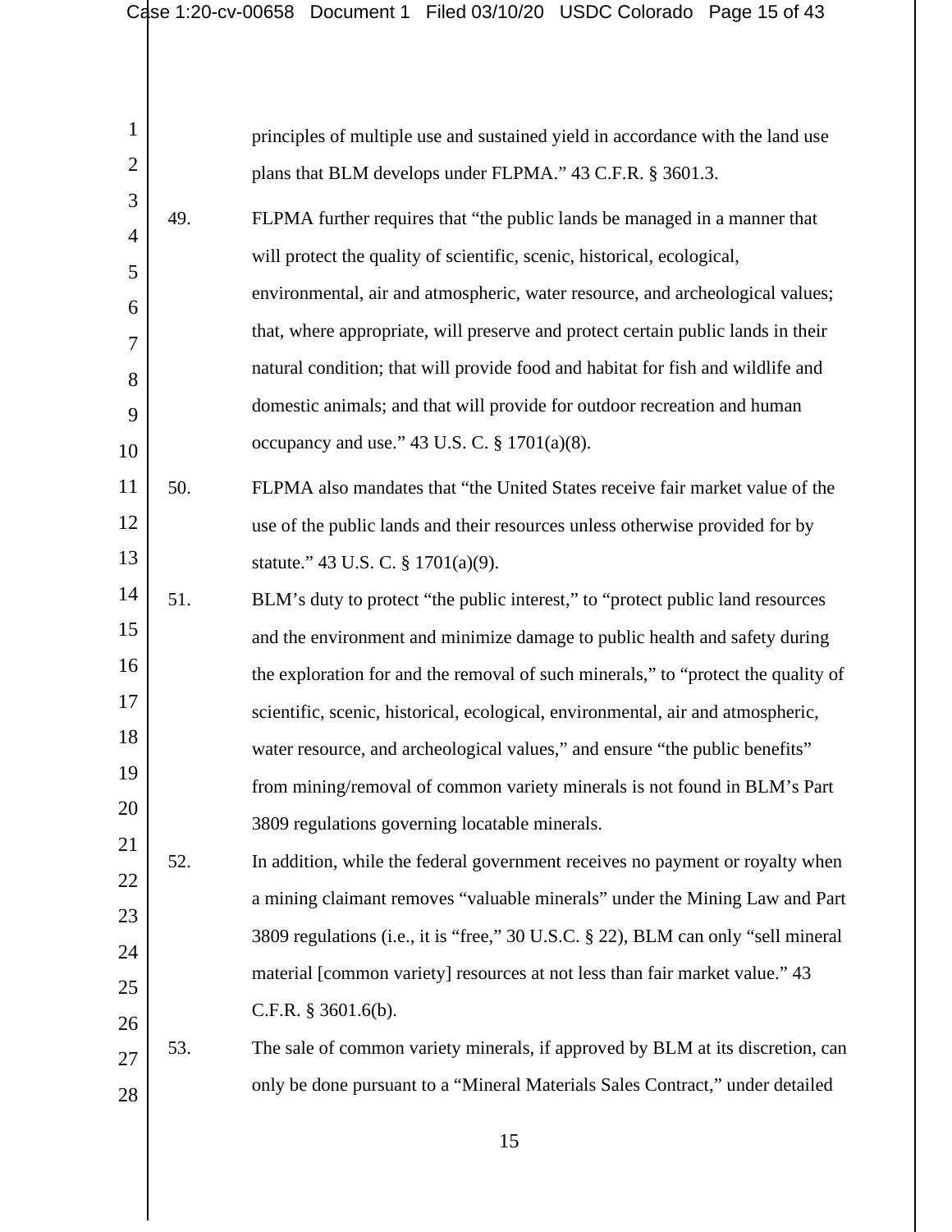principles of multiple use and sustained yield in accordance with the land use plans that BLM develops under FLPMA." 43 C.F.R. § 3601.3.

49. FLPMA further requires that "the public lands be managed in a manner that will protect the quality of scientific, scenic, historical, ecological, environmental, air and atmospheric, water resource, and archeological values; that, where appropriate, will preserve and protect certain public lands in their natural condition; that will provide food and habitat for fish and wildlife and domestic animals; and that will provide for outdoor recreation and human occupancy and use." 43 U.S. C. § 1701(a)(8).

50. FLPMA also mandates that "the United States receive fair market value of the use of the public lands and their resources unless otherwise provided for by statute." 43 U.S. C. § 1701(a)(9).

51. BLM's duty to protect "the public interest," to "protect public land resources and the environment and minimize damage to public health and safety during the exploration for and the removal of such minerals," to "protect the quality of scientific, scenic, historical, ecological, environmental, air and atmospheric, water resource, and archeological values," and ensure "the public benefits" from mining/removal of common variety minerals is not found in BLM's Part 3809 regulations governing locatable minerals.

52. In addition, while the federal government receives no payment or royalty when a mining claimant removes "valuable minerals" under the Mining Law and Part 3809 regulations (i.e., it is "free," 30 U.S.C. § 22), BLM can only "sell mineral material [common variety] resources at not less than fair market value." 43 C.F.R. § 3601.6(b).

53. The sale of common variety minerals, if approved by BLM at its discretion, can only be done pursuant to a "Mineral Materials Sales Contract," under detailed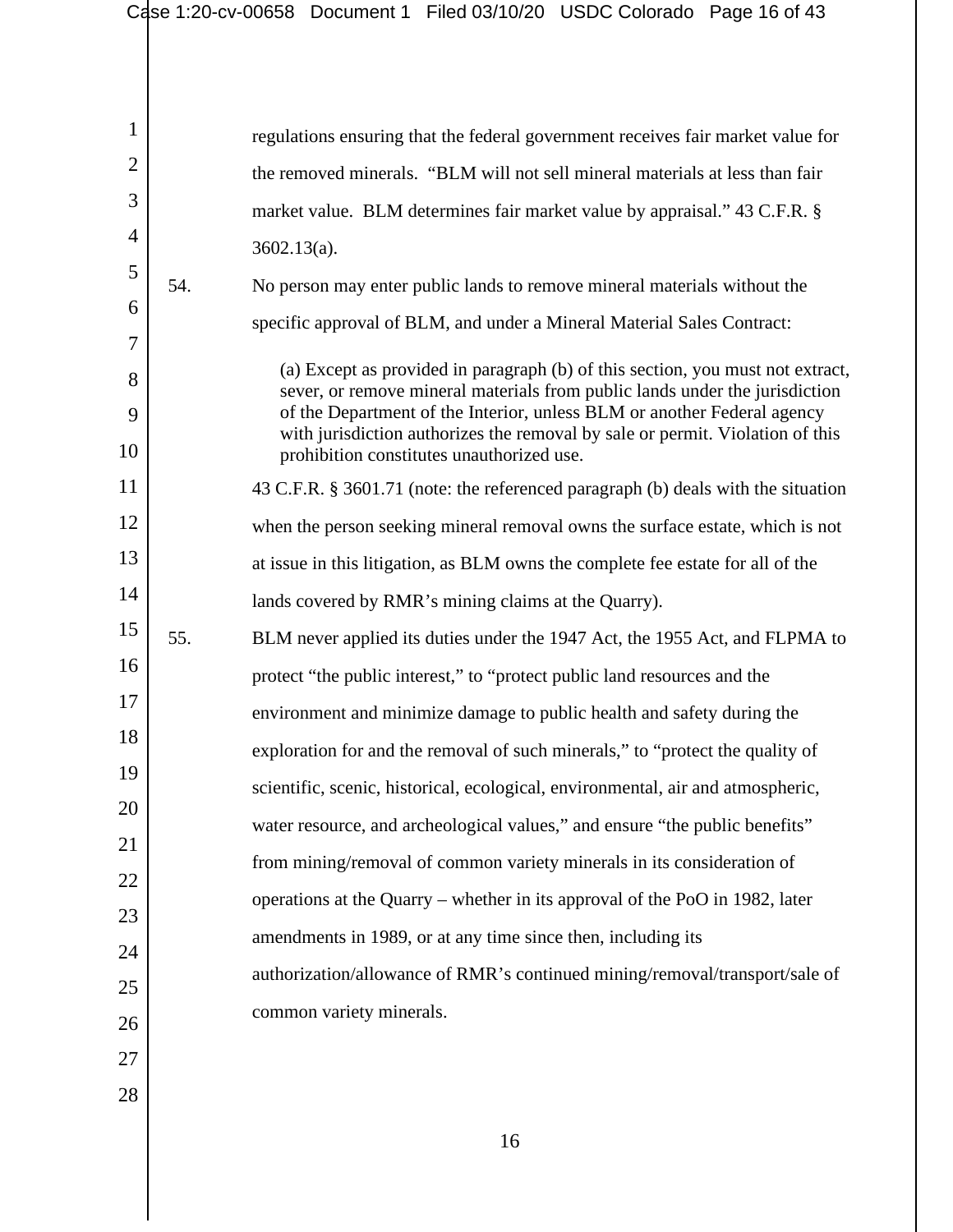regulations ensuring that the federal government receives fair market value for the removed minerals. "BLM will not sell mineral materials at less than fair market value. BLM determines fair market value by appraisal." 43 C.F.R. § 3602.13(a).

54. No person may enter public lands to remove mineral materials without the specific approval of BLM, and under a Mineral Material Sales Contract:

> (a) Except as provided in paragraph (b) of this section, you must not extract, sever, or remove mineral materials from public lands under the jurisdiction of the Department of the Interior, unless BLM or another Federal agency with jurisdiction authorizes the removal by sale or permit. Violation of this prohibition constitutes unauthorized use.

43 C.F.R. § 3601.71 (note: the referenced paragraph (b) deals with the situation when the person seeking mineral removal owns the surface estate, which is not at issue in this litigation, as BLM owns the complete fee estate for all of the lands covered by RMR's mining claims at the Quarry).

55. BLM never applied its duties under the 1947 Act, the 1955 Act, and FLPMA to protect "the public interest," to "protect public land resources and the environment and minimize damage to public health and safety during the exploration for and the removal of such minerals," to "protect the quality of scientific, scenic, historical, ecological, environmental, air and atmospheric, water resource, and archeological values," and ensure "the public benefits" from mining/removal of common variety minerals in its consideration of operations at the Quarry – whether in its approval of the PoO in 1982, later amendments in 1989, or at any time since then, including its authorization/allowance of RMR's continued mining/removal/transport/sale of common variety minerals.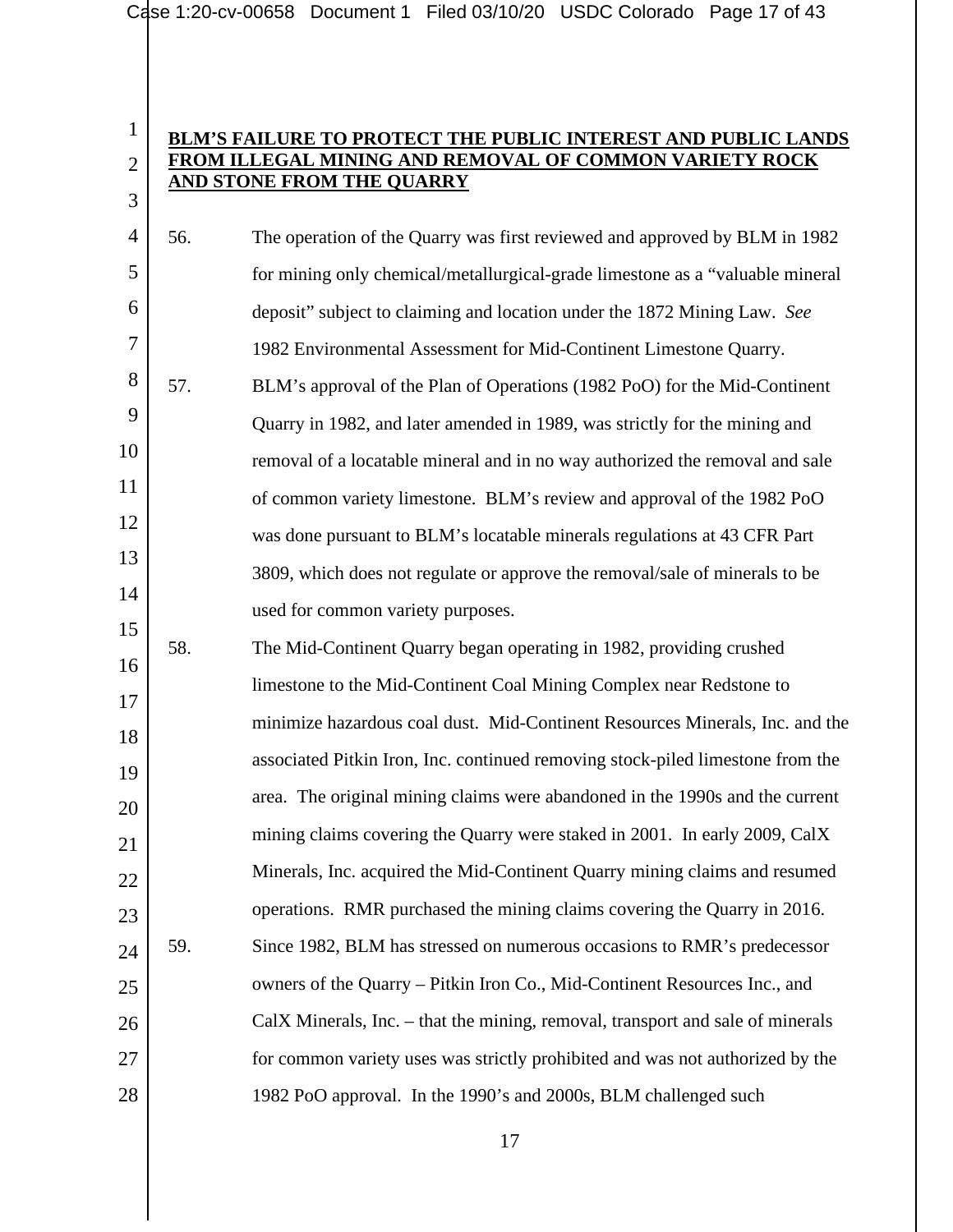**BLM'S FAILURE TO PROTECT THE PUBLIC INTEREST AND PUBLIC LANDS FROM ILLEGAL MINING AND REMOVAL OF COMMON VARIETY ROCK AND STONE FROM THE QUARRY**

56. The operation of the Quarry was first reviewed and approved by BLM in 1982 for mining only chemical/metallurgical-grade limestone as a "valuable mineral deposit" subject to claiming and location under the 1872 Mining Law. *See* 1982 Environmental Assessment for Mid-Continent Limestone Quarry.

57. BLM's approval of the Plan of Operations (1982 PoO) for the Mid-Continent Quarry in 1982, and later amended in 1989, was strictly for the mining and removal of a locatable mineral and in no way authorized the removal and sale of common variety limestone. BLM's review and approval of the 1982 PoO was done pursuant to BLM's locatable minerals regulations at 43 CFR Part 3809, which does not regulate or approve the removal/sale of minerals to be used for common variety purposes.

58. The Mid-Continent Quarry began operating in 1982, providing crushed limestone to the Mid-Continent Coal Mining Complex near Redstone to minimize hazardous coal dust. Mid-Continent Resources Minerals, Inc. and the associated Pitkin Iron, Inc. continued removing stock-piled limestone from the area. The original mining claims were abandoned in the 1990s and the current mining claims covering the Quarry were staked in 2001. In early 2009, CalX Minerals, Inc. acquired the Mid-Continent Quarry mining claims and resumed operations. RMR purchased the mining claims covering the Quarry in 2016.

59. Since 1982, BLM has stressed on numerous occasions to RMR's predecessor owners of the Quarry – Pitkin Iron Co., Mid-Continent Resources Inc., and CalX Minerals, Inc. – that the mining, removal, transport and sale of minerals for common variety uses was strictly prohibited and was not authorized by the 1982 PoO approval. In the 1990's and 2000s, BLM challenged such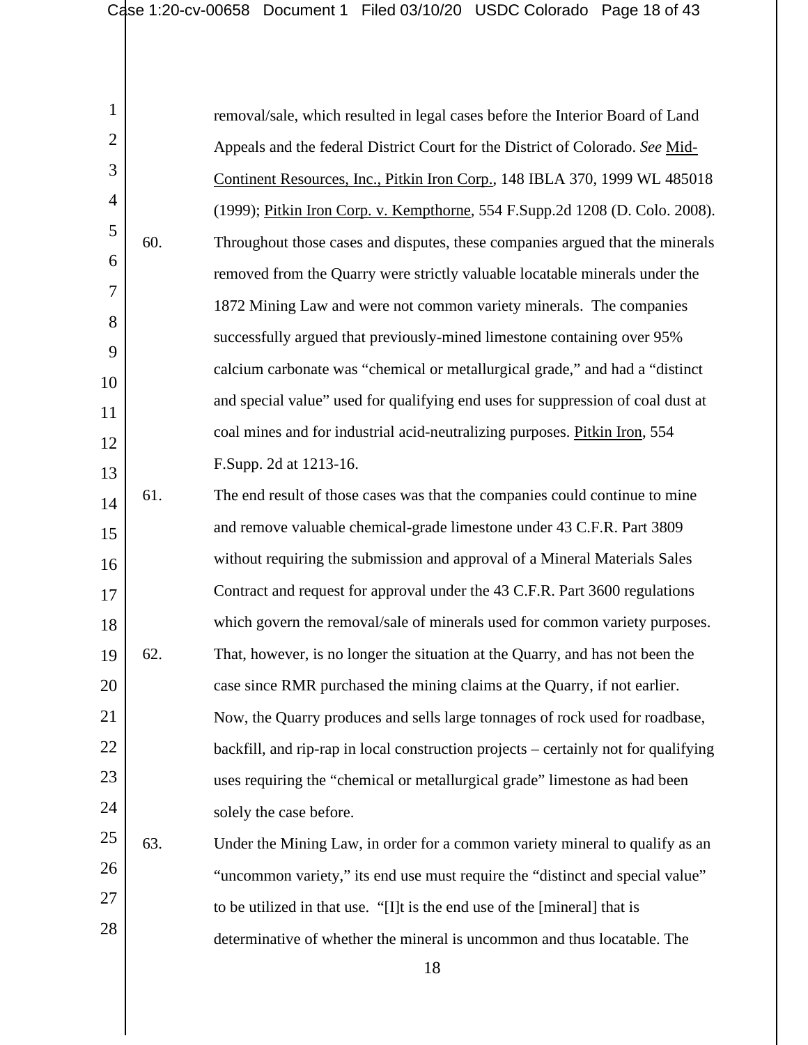removal/sale, which resulted in legal cases before the Interior Board of Land Appeals and the federal District Court for the District of Colorado. *See* Mid-Continent Resources, Inc., Pitkin Iron Corp., 148 IBLA 370, 1999 WL 485018 (1999); Pitkin Iron Corp. v. Kempthorne, 554 F.Supp.2d 1208 (D. Colo. 2008).

60. Throughout those cases and disputes, these companies argued that the minerals removed from the Quarry were strictly valuable locatable minerals under the 1872 Mining Law and were not common variety minerals. The companies successfully argued that previously-mined limestone containing over 95% calcium carbonate was "chemical or metallurgical grade," and had a "distinct and special value" used for qualifying end uses for suppression of coal dust at coal mines and for industrial acid-neutralizing purposes. Pitkin Iron, 554 F.Supp. 2d at 1213-16.

61. The end result of those cases was that the companies could continue to mine and remove valuable chemical-grade limestone under 43 C.F.R. Part 3809 without requiring the submission and approval of a Mineral Materials Sales Contract and request for approval under the 43 C.F.R. Part 3600 regulations which govern the removal/sale of minerals used for common variety purposes.

62. That, however, is no longer the situation at the Quarry, and has not been the case since RMR purchased the mining claims at the Quarry, if not earlier. Now, the Quarry produces and sells large tonnages of rock used for roadbase, backfill, and rip-rap in local construction projects – certainly not for qualifying uses requiring the "chemical or metallurgical grade" limestone as had been solely the case before.

63. Under the Mining Law, in order for a common variety mineral to qualify as an "uncommon variety," its end use must require the "distinct and special value" to be utilized in that use. "[I]t is the end use of the [mineral] that is determinative of whether the mineral is uncommon and thus locatable. The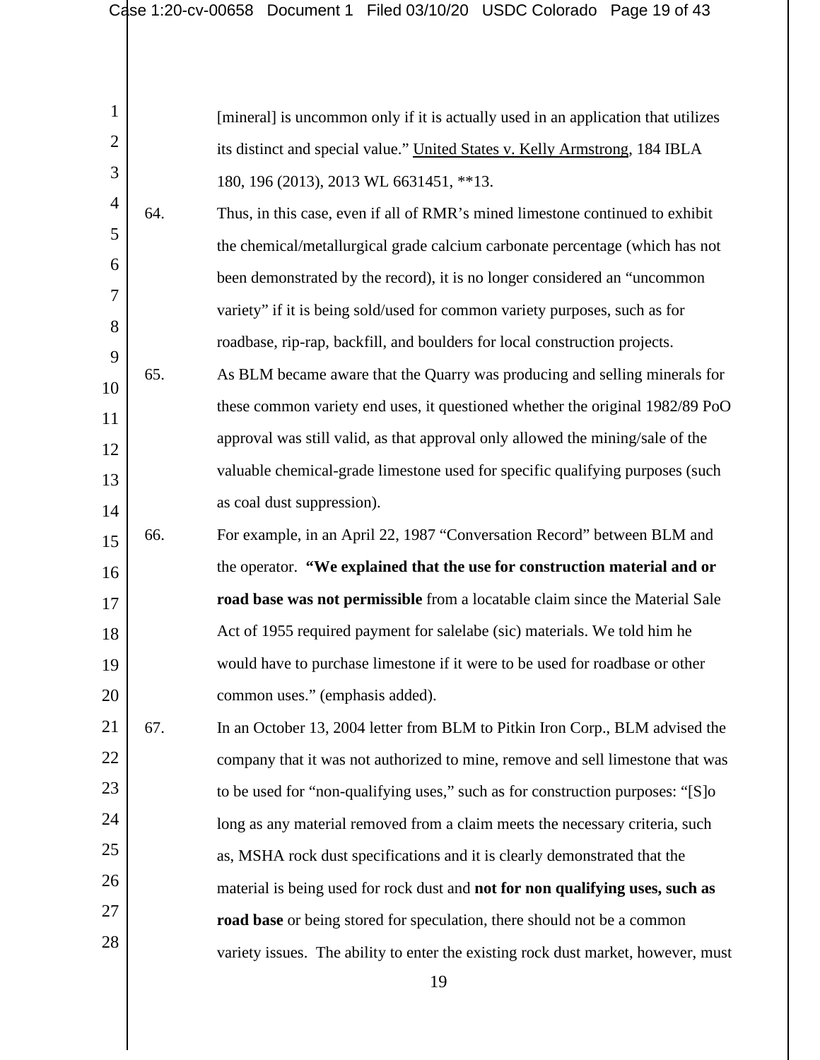[mineral] is uncommon only if it is actually used in an application that utilizes its distinct and special value." United States v. Kelly Armstrong, 184 IBLA 180, 196 (2013), 2013 WL 6631451, **13.

64. Thus, in this case, even if all of RMR's mined limestone continued to exhibit the chemical/metallurgical grade calcium carbonate percentage (which has not been demonstrated by the record), it is no longer considered an "uncommon variety" if it is being sold/used for common variety purposes, such as for roadbase, rip-rap, backfill, and boulders for local construction projects.

65. As BLM became aware that the Quarry was producing and selling minerals for these common variety end uses, it questioned whether the original 1982/89 PoO approval was still valid, as that approval only allowed the mining/sale of the valuable chemical-grade limestone used for specific qualifying purposes (such as coal dust suppression).

66. For example, in an April 22, 1987 "Conversation Record" between BLM and the operator. **"We explained that the use for construction material and or road base was not permissible** from a locatable claim since the Material Sale Act of 1955 required payment for salelabe (sic) materials. We told him he would have to purchase limestone if it were to be used for roadbase or other common uses." (emphasis added).

67. In an October 13, 2004 letter from BLM to Pitkin Iron Corp., BLM advised the company that it was not authorized to mine, remove and sell limestone that was to be used for "non-qualifying uses," such as for construction purposes: "[S]o long as any material removed from a claim meets the necessary criteria, such as, MSHA rock dust specifications and it is clearly demonstrated that the material is being used for rock dust and **not for non qualifying uses, such as road base** or being stored for speculation, there should not be a common variety issues. The ability to enter the existing rock dust market, however, must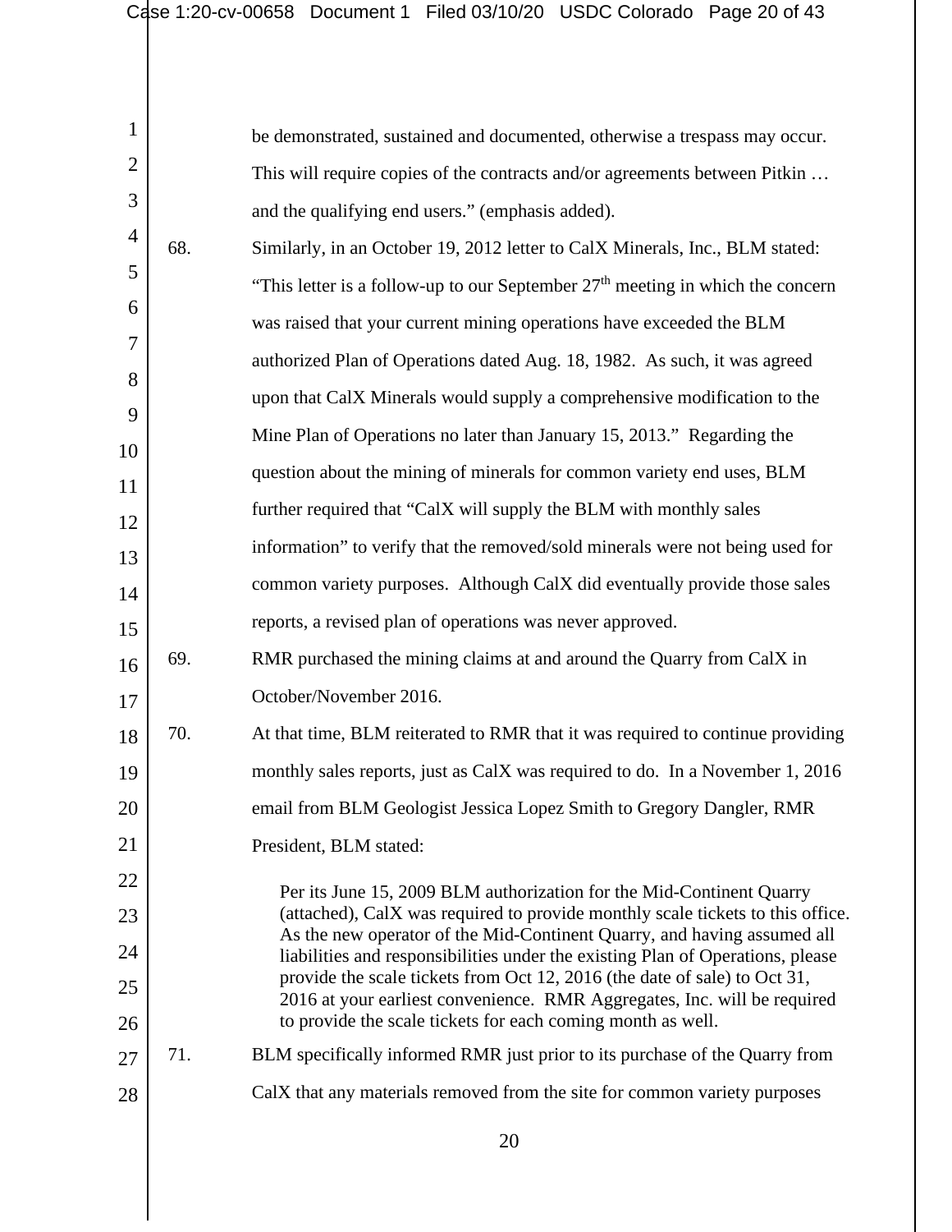be demonstrated, sustained and documented, otherwise a trespass may occur. This will require copies of the contracts and/or agreements between Pitkin … and the qualifying end users." (emphasis added).

68. Similarly, in an October 19, 2012 letter to CalX Minerals, Inc., BLM stated: "This letter is a follow-up to our September 27th meeting in which the concern was raised that your current mining operations have exceeded the BLM authorized Plan of Operations dated Aug. 18, 1982. As such, it was agreed upon that CalX Minerals would supply a comprehensive modification to the Mine Plan of Operations no later than January 15, 2013." Regarding the question about the mining of minerals for common variety end uses, BLM further required that "CalX will supply the BLM with monthly sales information" to verify that the removed/sold minerals were not being used for common variety purposes. Although CalX did eventually provide those sales reports, a revised plan of operations was never approved.

69. RMR purchased the mining claims at and around the Quarry from CalX in October/November 2016.

70. At that time, BLM reiterated to RMR that it was required to continue providing monthly sales reports, just as CalX was required to do. In a November 1, 2016 email from BLM Geologist Jessica Lopez Smith to Gregory Dangler, RMR President, BLM stated:

> Per its June 15, 2009 BLM authorization for the Mid-Continent Quarry (attached), CalX was required to provide monthly scale tickets to this office. As the new operator of the Mid-Continent Quarry, and having assumed all liabilities and responsibilities under the existing Plan of Operations, please provide the scale tickets from Oct 12, 2016 (the date of sale) to Oct 31, 2016 at your earliest convenience. RMR Aggregates, Inc. will be required to provide the scale tickets for each coming month as well.

71. BLM specifically informed RMR just prior to its purchase of the Quarry from CalX that any materials removed from the site for common variety purposes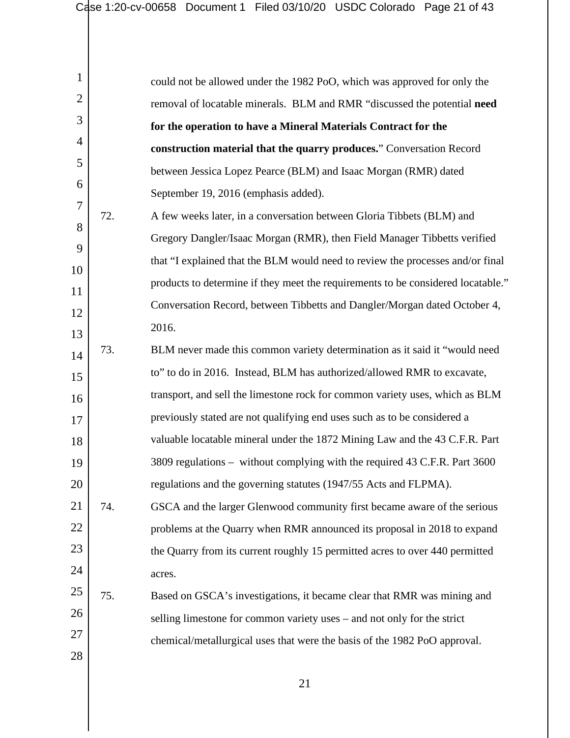could not be allowed under the 1982 PoO, which was approved for only the removal of locatable minerals. BLM and RMR "discussed the potential **need for the operation to have a Mineral Materials Contract for the construction material that the quarry produces.**" Conversation Record between Jessica Lopez Pearce (BLM) and Isaac Morgan (RMR) dated September 19, 2016 (emphasis added).

72. A few weeks later, in a conversation between Gloria Tibbets (BLM) and Gregory Dangler/Isaac Morgan (RMR), then Field Manager Tibbetts verified that "I explained that the BLM would need to review the processes and/or final products to determine if they meet the requirements to be considered locatable." Conversation Record, between Tibbetts and Dangler/Morgan dated October 4, 2016.

73. BLM never made this common variety determination as it said it "would need to" to do in 2016. Instead, BLM has authorized/allowed RMR to excavate, transport, and sell the limestone rock for common variety uses, which as BLM previously stated are not qualifying end uses such as to be considered a valuable locatable mineral under the 1872 Mining Law and the 43 C.F.R. Part 3809 regulations – without complying with the required 43 C.F.R. Part 3600 regulations and the governing statutes (1947/55 Acts and FLPMA).

74. GSCA and the larger Glenwood community first became aware of the serious problems at the Quarry when RMR announced its proposal in 2018 to expand the Quarry from its current roughly 15 permitted acres to over 440 permitted acres.

75. Based on GSCA's investigations, it became clear that RMR was mining and selling limestone for common variety uses – and not only for the strict chemical/metallurgical uses that were the basis of the 1982 PoO approval.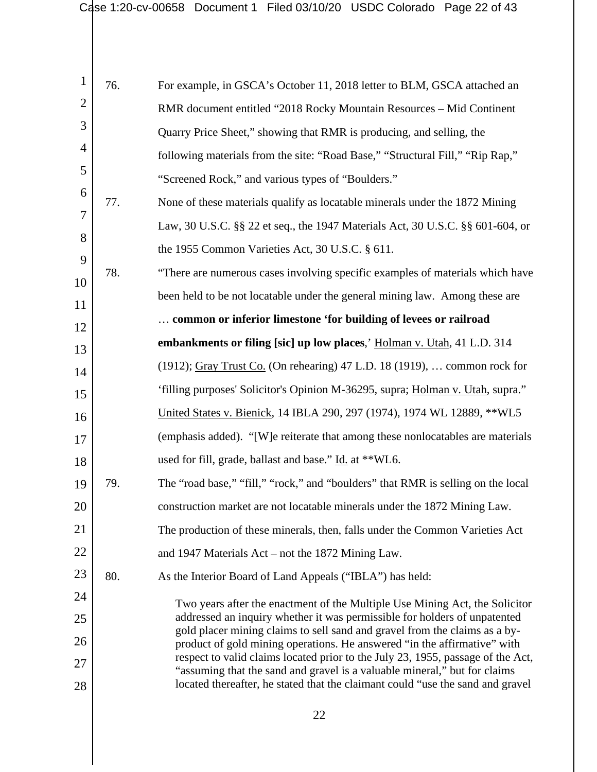76. For example, in GSCA's October 11, 2018 letter to BLM, GSCA attached an RMR document entitled "2018 Rocky Mountain Resources – Mid Continent Quarry Price Sheet," showing that RMR is producing, and selling, the following materials from the site: "Road Base," "Structural Fill," "Rip Rap," "Screened Rock," and various types of "Boulders."

77. None of these materials qualify as locatable minerals under the 1872 Mining Law, 30 U.S.C. §§ 22 et seq., the 1947 Materials Act, 30 U.S.C. §§ 601-604, or the 1955 Common Varieties Act, 30 U.S.C. § 611.

78. "There are numerous cases involving specific examples of materials which have been held to be not locatable under the general mining law. Among these are … **common or inferior limestone 'for building of levees or railroad embankments or filing [sic] up low places**,' Holman v. Utah, 41 L.D. 314 (1912); Gray Trust Co. (On rehearing) 47 L.D. 18 (1919), … common rock for 'filling purposes' Solicitor's Opinion M-36295, supra; Holman v. Utah, supra." United States v. Bienick, 14 IBLA 290, 297 (1974), 1974 WL 12889, **WL5 (emphasis added). "[W]e reiterate that among these nonlocatables are materials used for fill, grade, ballast and base." Id. at **WL6.

79. The "road base," "fill," "rock," and "boulders" that RMR is selling on the local construction market are not locatable minerals under the 1872 Mining Law. The production of these minerals, then, falls under the Common Varieties Act and 1947 Materials Act – not the 1872 Mining Law.

80. As the Interior Board of Land Appeals ("IBLA") has held:

> Two years after the enactment of the Multiple Use Mining Act, the Solicitor addressed an inquiry whether it was permissible for holders of unpatented gold placer mining claims to sell sand and gravel from the claims as a by-product of gold mining operations. He answered "in the affirmative" with respect to valid claims located prior to the July 23, 1955, passage of the Act, "assuming that the sand and gravel is a valuable mineral," but for claims located thereafter, he stated that the claimant could "use the sand and gravel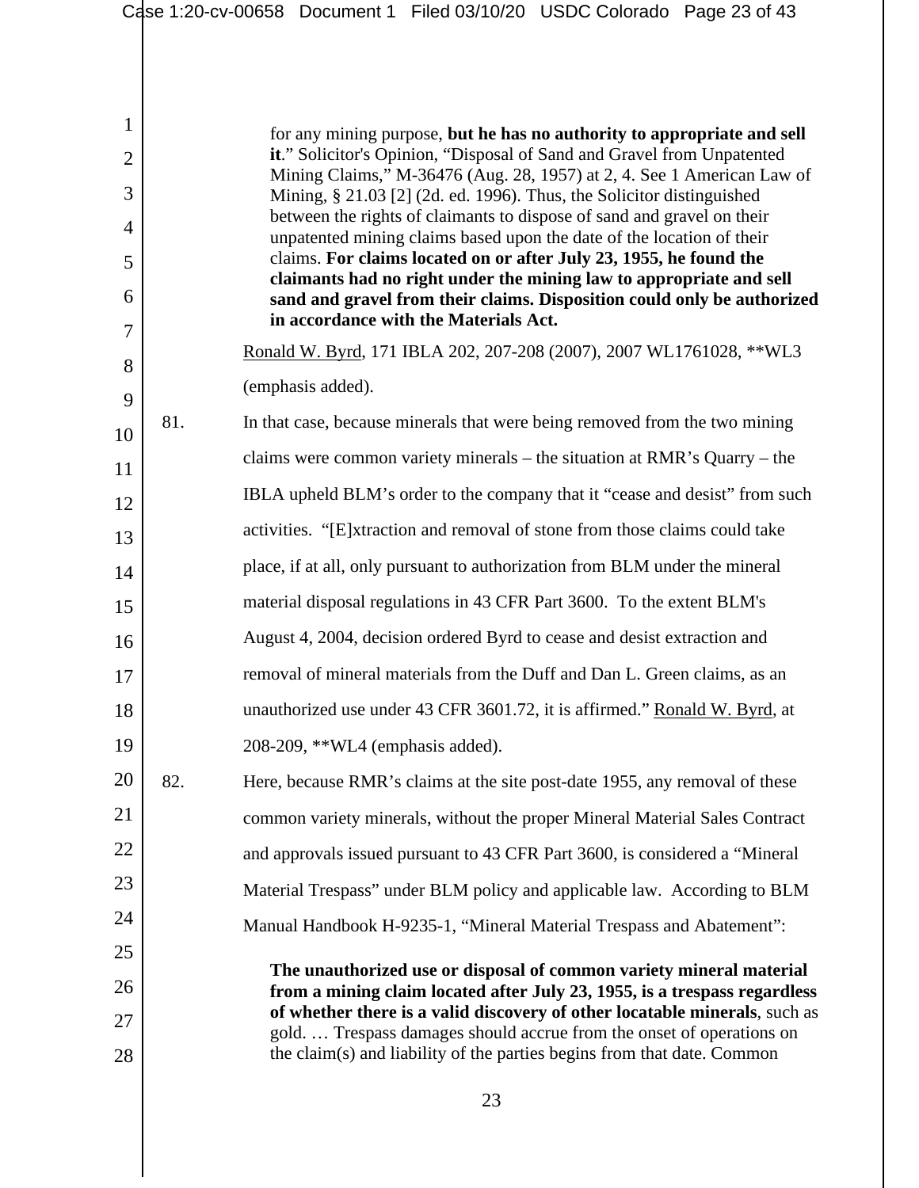> for any mining purpose, **but he has no authority to appropriate and sell it**." Solicitor's Opinion, "Disposal of Sand and Gravel from Unpatented Mining Claims," M-36476 (Aug. 28, 1957) at 2, 4. See 1 American Law of Mining, § 21.03 [2] (2d. ed. 1996). Thus, the Solicitor distinguished between the rights of claimants to dispose of sand and gravel on their unpatented mining claims based upon the date of the location of their claims. **For claims located on or after July 23, 1955, he found the claimants had no right under the mining law to appropriate and sell sand and gravel from their claims. Disposition could only be authorized in accordance with the Materials Act.**

Ronald W. Byrd, 171 IBLA 202, 207-208 (2007), 2007 WL1761028, **WL3 (emphasis added).

81. In that case, because minerals that were being removed from the two mining claims were common variety minerals – the situation at RMR's Quarry – the IBLA upheld BLM's order to the company that it "cease and desist" from such activities. "[E]xtraction and removal of stone from those claims could take place, if at all, only pursuant to authorization from BLM under the mineral material disposal regulations in 43 CFR Part 3600. To the extent BLM's August 4, 2004, decision ordered Byrd to cease and desist extraction and removal of mineral materials from the Duff and Dan L. Green claims, as an unauthorized use under 43 CFR 3601.72, it is affirmed." Ronald W. Byrd, at 208-209, **WL4 (emphasis added).

82. Here, because RMR's claims at the site post-date 1955, any removal of these common variety minerals, without the proper Mineral Material Sales Contract and approvals issued pursuant to 43 CFR Part 3600, is considered a "Mineral Material Trespass" under BLM policy and applicable law. According to BLM Manual Handbook H-9235-1, "Mineral Material Trespass and Abatement":

> **The unauthorized use or disposal of common variety mineral material from a mining claim located after July 23, 1955, is a trespass regardless of whether there is a valid discovery of other locatable minerals**, such as gold. … Trespass damages should accrue from the onset of operations on the claim(s) and liability of the parties begins from that date. Common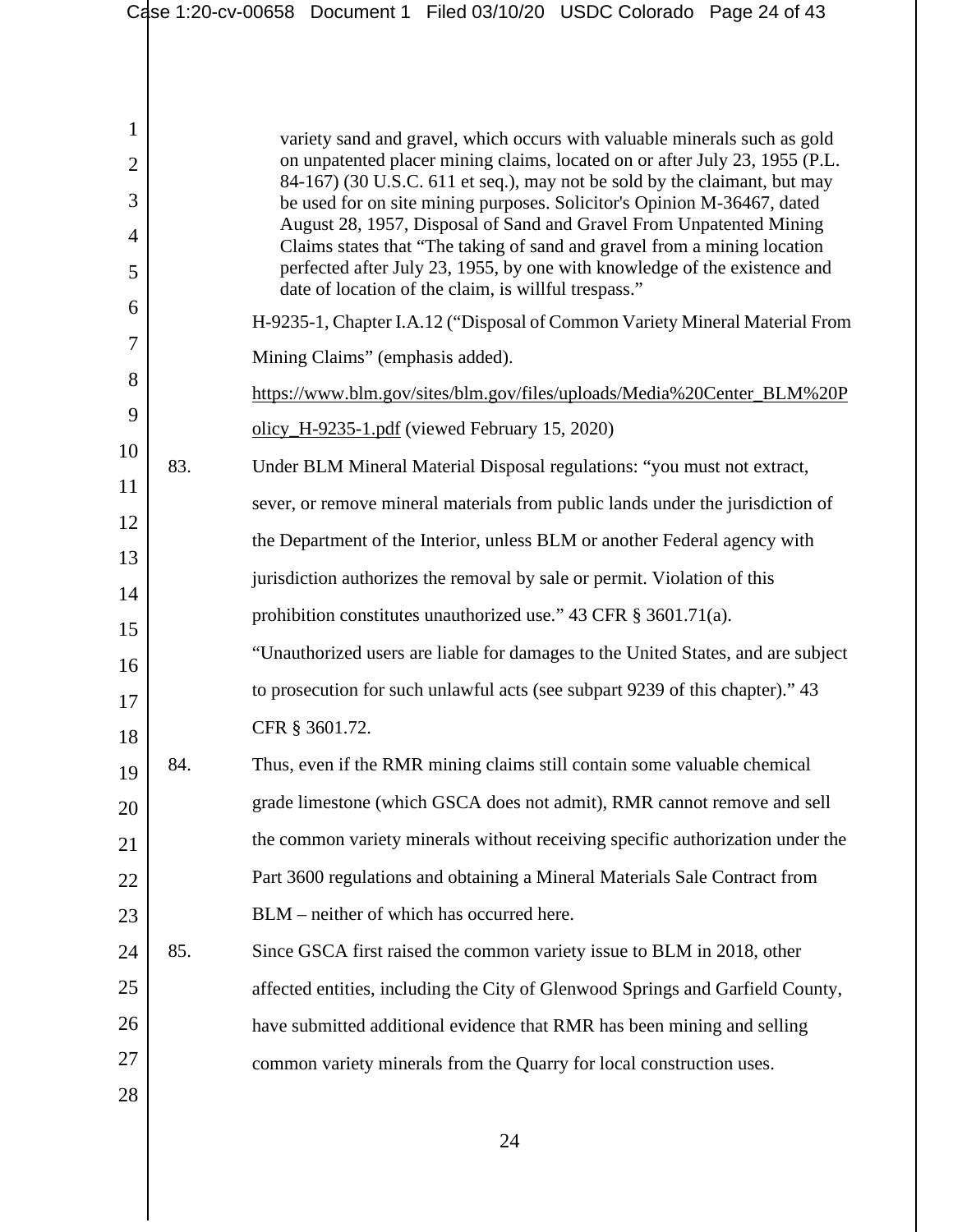> variety sand and gravel, which occurs with valuable minerals such as gold on unpatented placer mining claims, located on or after July 23, 1955 (P.L. 84-167) (30 U.S.C. 611 et seq.), may not be sold by the claimant, but may be used for on site mining purposes. Solicitor's Opinion M-36467, dated August 28, 1957, Disposal of Sand and Gravel From Unpatented Mining Claims states that "The taking of sand and gravel from a mining location perfected after July 23, 1955, by one with knowledge of the existence and date of location of the claim, is willful trespass."

H-9235-1, Chapter I.A.12 ("Disposal of Common Variety Mineral Material From Mining Claims" (emphasis added). https://www.blm.gov/sites/blm.gov/files/uploads/Media%20Center_BLM%20Policy_H-9235-1.pdf (viewed February 15, 2020)

83. Under BLM Mineral Material Disposal regulations: "you must not extract, sever, or remove mineral materials from public lands under the jurisdiction of the Department of the Interior, unless BLM or another Federal agency with jurisdiction authorizes the removal by sale or permit. Violation of this prohibition constitutes unauthorized use." 43 CFR § 3601.71(a). "Unauthorized users are liable for damages to the United States, and are subject to prosecution for such unlawful acts (see subpart 9239 of this chapter)." 43 CFR § 3601.72.

84. Thus, even if the RMR mining claims still contain some valuable chemical grade limestone (which GSCA does not admit), RMR cannot remove and sell the common variety minerals without receiving specific authorization under the Part 3600 regulations and obtaining a Mineral Materials Sale Contract from BLM – neither of which has occurred here.

85. Since GSCA first raised the common variety issue to BLM in 2018, other affected entities, including the City of Glenwood Springs and Garfield County, have submitted additional evidence that RMR has been mining and selling common variety minerals from the Quarry for local construction uses.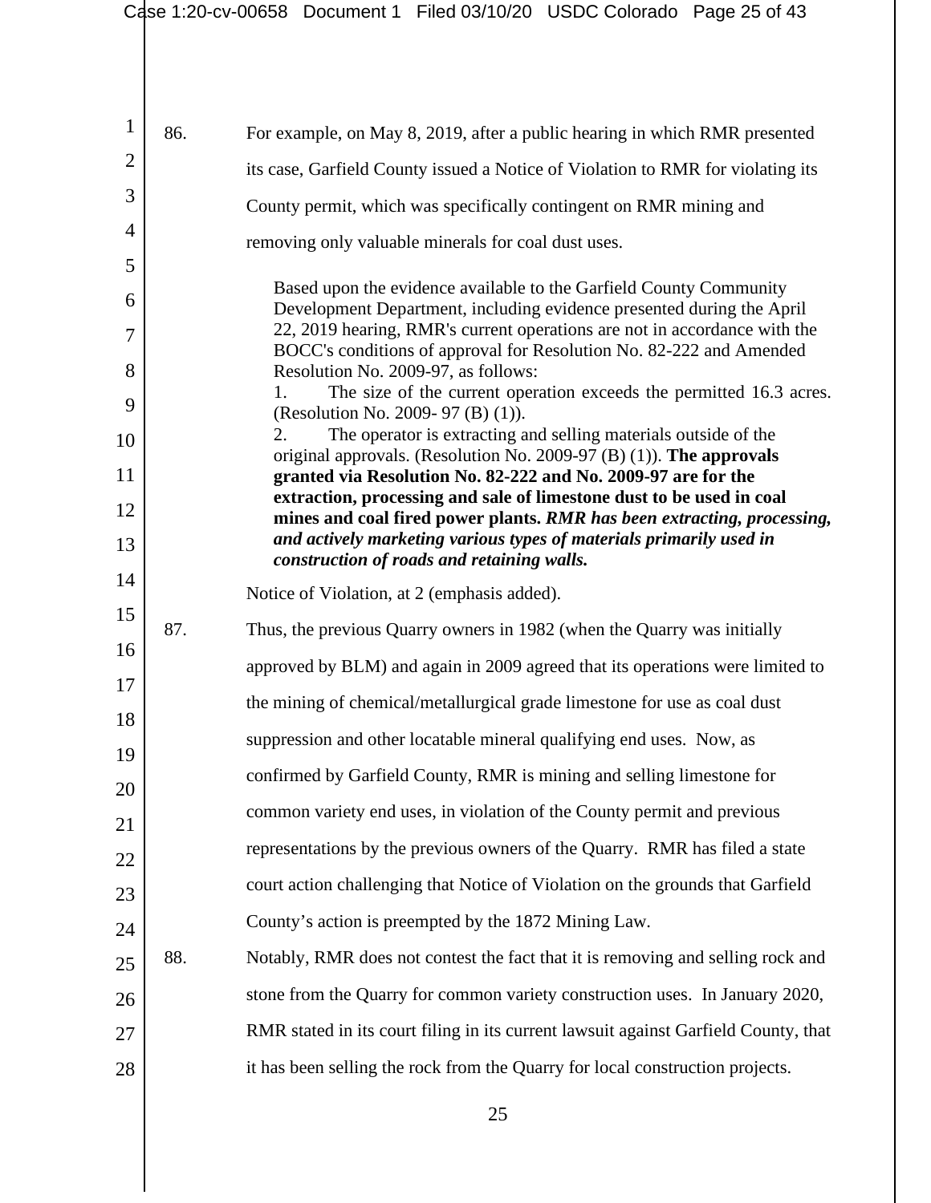86. For example, on May 8, 2019, after a public hearing in which RMR presented its case, Garfield County issued a Notice of Violation to RMR for violating its County permit, which was specifically contingent on RMR mining and removing only valuable minerals for coal dust uses.

> Based upon the evidence available to the Garfield County Community Development Department, including evidence presented during the April 22, 2019 hearing, RMR's current operations are not in accordance with the BOCC's conditions of approval for Resolution No. 82-222 and Amended Resolution No. 2009-97, as follows:
>
> 1. The size of the current operation exceeds the permitted 16.3 acres. (Resolution No. 2009- 97 (B) (1)).
> 2. The operator is extracting and selling materials outside of the original approvals. (Resolution No. 2009-97 (B) (1)). **The approvals granted via Resolution No. 82-222 and No. 2009-97 are for the extraction, processing and sale of limestone dust to be used in coal mines and coal fired power plants. *RMR has been extracting, processing, and actively marketing various types of materials primarily used in construction of roads and retaining walls.***

Notice of Violation, at 2 (emphasis added).

87. Thus, the previous Quarry owners in 1982 (when the Quarry was initially approved by BLM) and again in 2009 agreed that its operations were limited to the mining of chemical/metallurgical grade limestone for use as coal dust suppression and other locatable mineral qualifying end uses. Now, as confirmed by Garfield County, RMR is mining and selling limestone for common variety end uses, in violation of the County permit and previous representations by the previous owners of the Quarry. RMR has filed a state court action challenging that Notice of Violation on the grounds that Garfield County's action is preempted by the 1872 Mining Law.

88. Notably, RMR does not contest the fact that it is removing and selling rock and stone from the Quarry for common variety construction uses. In January 2020, RMR stated in its court filing in its current lawsuit against Garfield County, that it has been selling the rock from the Quarry for local construction projects.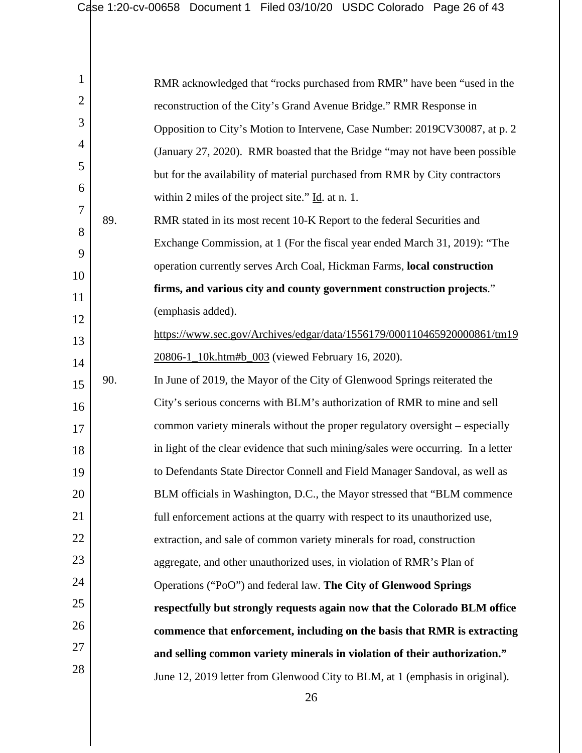RMR acknowledged that "rocks purchased from RMR" have been "used in the reconstruction of the City's Grand Avenue Bridge." RMR Response in Opposition to City's Motion to Intervene, Case Number: 2019CV30087, at p. 2 (January 27, 2020). RMR boasted that the Bridge "may not have been possible but for the availability of material purchased from RMR by City contractors within 2 miles of the project site." Id. at n. 1.

89. RMR stated in its most recent 10-K Report to the federal Securities and Exchange Commission, at 1 (For the fiscal year ended March 31, 2019): "The operation currently serves Arch Coal, Hickman Farms, **local construction firms, and various city and county government construction projects**." (emphasis added). https://www.sec.gov/Archives/edgar/data/1556179/000110465920000861/tm1920806-1_10k.htm#b_003 (viewed February 16, 2020).

90. In June of 2019, the Mayor of the City of Glenwood Springs reiterated the City's serious concerns with BLM's authorization of RMR to mine and sell common variety minerals without the proper regulatory oversight – especially in light of the clear evidence that such mining/sales were occurring. In a letter to Defendants State Director Connell and Field Manager Sandoval, as well as BLM officials in Washington, D.C., the Mayor stressed that "BLM commence full enforcement actions at the quarry with respect to its unauthorized use, extraction, and sale of common variety minerals for road, construction aggregate, and other unauthorized uses, in violation of RMR's Plan of Operations ("PoO") and federal law. **The City of Glenwood Springs respectfully but strongly requests again now that the Colorado BLM office commence that enforcement, including on the basis that RMR is extracting and selling common variety minerals in violation of their authorization."** June 12, 2019 letter from Glenwood City to BLM, at 1 (emphasis in original).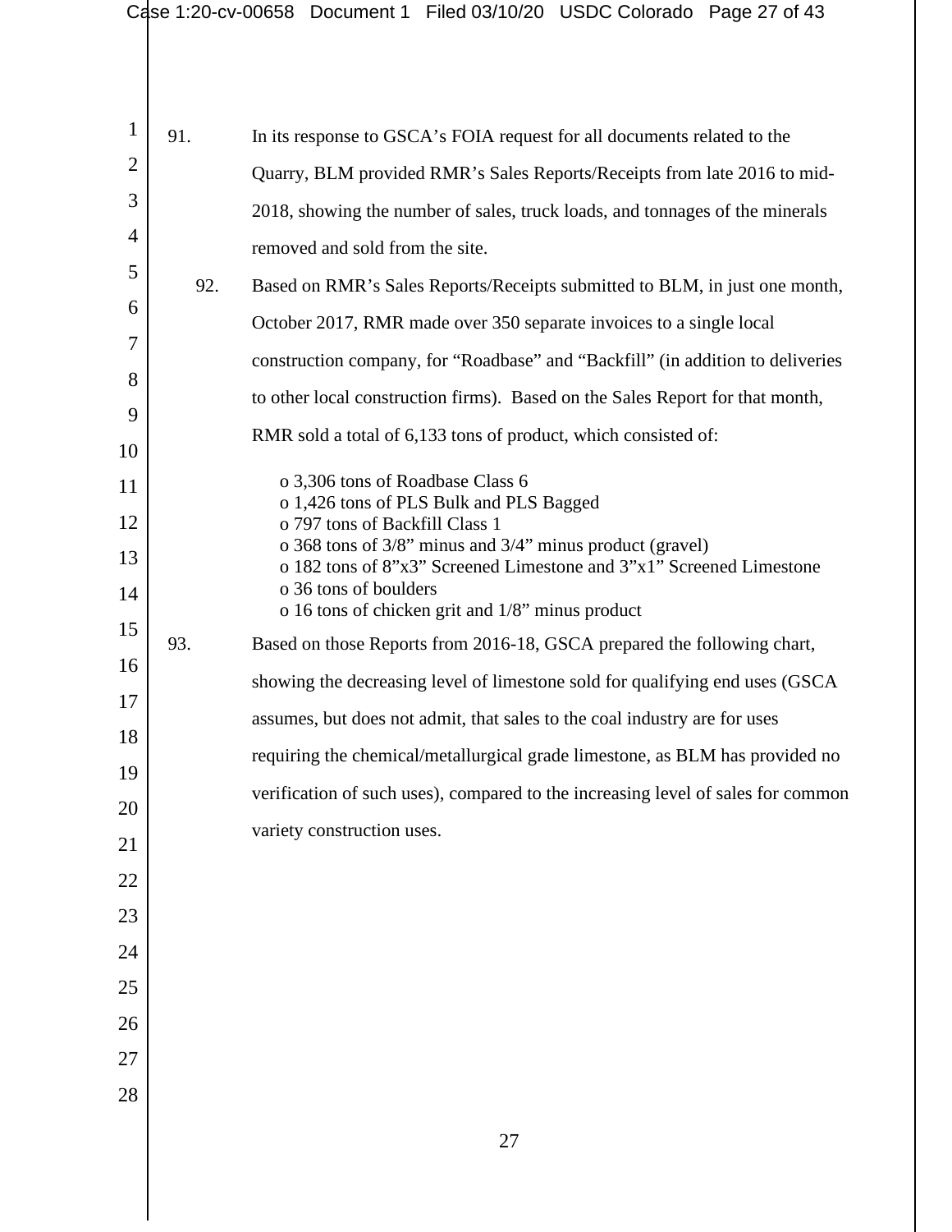91. In its response to GSCA's FOIA request for all documents related to the Quarry, BLM provided RMR's Sales Reports/Receipts from late 2016 to mid-2018, showing the number of sales, truck loads, and tonnages of the minerals removed and sold from the site.

92. Based on RMR's Sales Reports/Receipts submitted to BLM, in just one month, October 2017, RMR made over 350 separate invoices to a single local construction company, for "Roadbase" and "Backfill" (in addition to deliveries to other local construction firms). Based on the Sales Report for that month, RMR sold a total of 6,133 tons of product, which consisted of:

- 3,306 tons of Roadbase Class 6
- 1,426 tons of PLS Bulk and PLS Bagged
- 797 tons of Backfill Class 1
- 368 tons of 3/8" minus and 3/4" minus product (gravel)
- 182 tons of 8"x3" Screened Limestone and 3"x1" Screened Limestone
- 36 tons of boulders
- 16 tons of chicken grit and 1/8" minus product

93. Based on those Reports from 2016-18, GSCA prepared the following chart, showing the decreasing level of limestone sold for qualifying end uses (GSCA assumes, but does not admit, that sales to the coal industry are for uses requiring the chemical/metallurgical grade limestone, as BLM has provided no verification of such uses), compared to the increasing level of sales for common variety construction uses.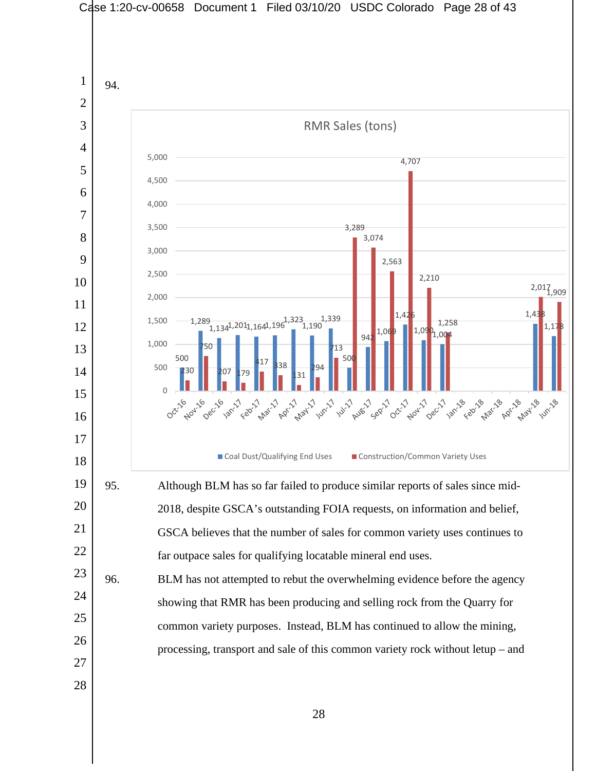94.

RMR Sales (tons)

| Month | Coal Dust/Qualifying End Uses | Construction/Common Variety Uses |
|---|---|---|
| Oct-16 | 500 | 230 |
| Nov-16 | 1,289 | 750 |
| Dec-16 | 1,134 | 207 |
| Jan-17 | 1,201 | 179 |
| Feb-17 | 1,164 | 417 |
| Mar-17 | 1,196 | 338 |
| Apr-17 | 1,323 | 131 |
| May-17 | 1,190 | 294 |
| Jun-17 | 1,339 | 713 |
| Jul-17 | 500 | 3,289 |
| Aug-17 | 942 | 3,074 |
| Sep-17 | 1,069 | 2,563 |
| Oct-17 | 1,426 | 4,707 |
| Nov-17 | 1,090 | 2,210 |
| Dec-17 | 1,004 | 1,258 |
| Jan-18 | | |
| Feb-18 | | |
| Mar-18 | | |
| Apr-18 | | |
| May-18 | 1,438 | 2,017 |
| Jun-18 | 1,178 | 1,909 |

95. Although BLM has so far failed to produce similar reports of sales since mid-2018, despite GSCA's outstanding FOIA requests, on information and belief, GSCA believes that the number of sales for common variety uses continues to far outpace sales for qualifying locatable mineral end uses.

96. BLM has not attempted to rebut the overwhelming evidence before the agency showing that RMR has been producing and selling rock from the Quarry for common variety purposes. Instead, BLM has continued to allow the mining, processing, transport and sale of this common variety rock without letup – and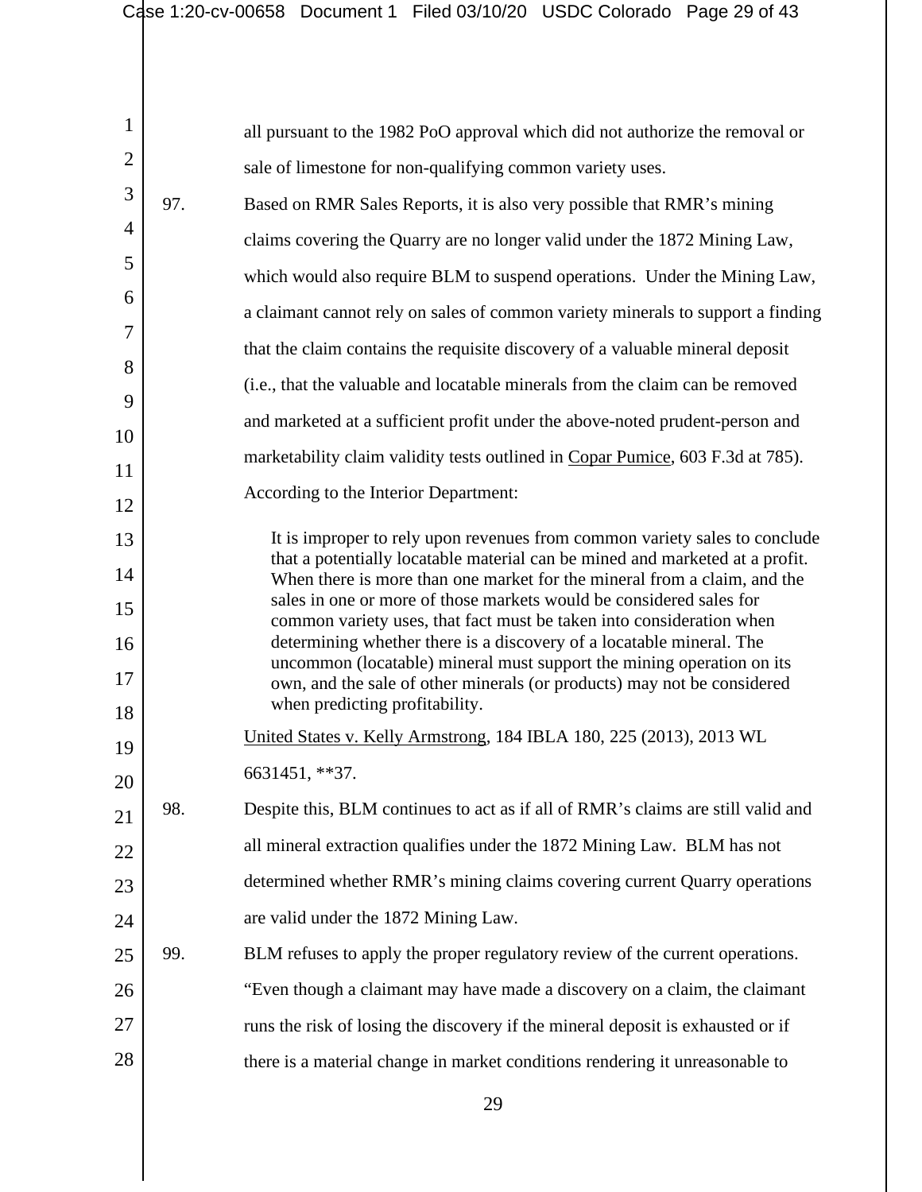all pursuant to the 1982 PoO approval which did not authorize the removal or sale of limestone for non-qualifying common variety uses.

97. Based on RMR Sales Reports, it is also very possible that RMR's mining claims covering the Quarry are no longer valid under the 1872 Mining Law, which would also require BLM to suspend operations. Under the Mining Law, a claimant cannot rely on sales of common variety minerals to support a finding that the claim contains the requisite discovery of a valuable mineral deposit (i.e., that the valuable and locatable minerals from the claim can be removed and marketed at a sufficient profit under the above-noted prudent-person and marketability claim validity tests outlined in Copar Pumice, 603 F.3d at 785). According to the Interior Department:

> It is improper to rely upon revenues from common variety sales to conclude that a potentially locatable material can be mined and marketed at a profit. When there is more than one market for the mineral from a claim, and the sales in one or more of those markets would be considered sales for common variety uses, that fact must be taken into consideration when determining whether there is a discovery of a locatable mineral. The uncommon (locatable) mineral must support the mining operation on its own, and the sale of other minerals (or products) may not be considered when predicting profitability.

United States v. Kelly Armstrong, 184 IBLA 180, 225 (2013), 2013 WL 6631451, **37.

98. Despite this, BLM continues to act as if all of RMR's claims are still valid and all mineral extraction qualifies under the 1872 Mining Law. BLM has not determined whether RMR's mining claims covering current Quarry operations are valid under the 1872 Mining Law.

99. BLM refuses to apply the proper regulatory review of the current operations. "Even though a claimant may have made a discovery on a claim, the claimant runs the risk of losing the discovery if the mineral deposit is exhausted or if there is a material change in market conditions rendering it unreasonable to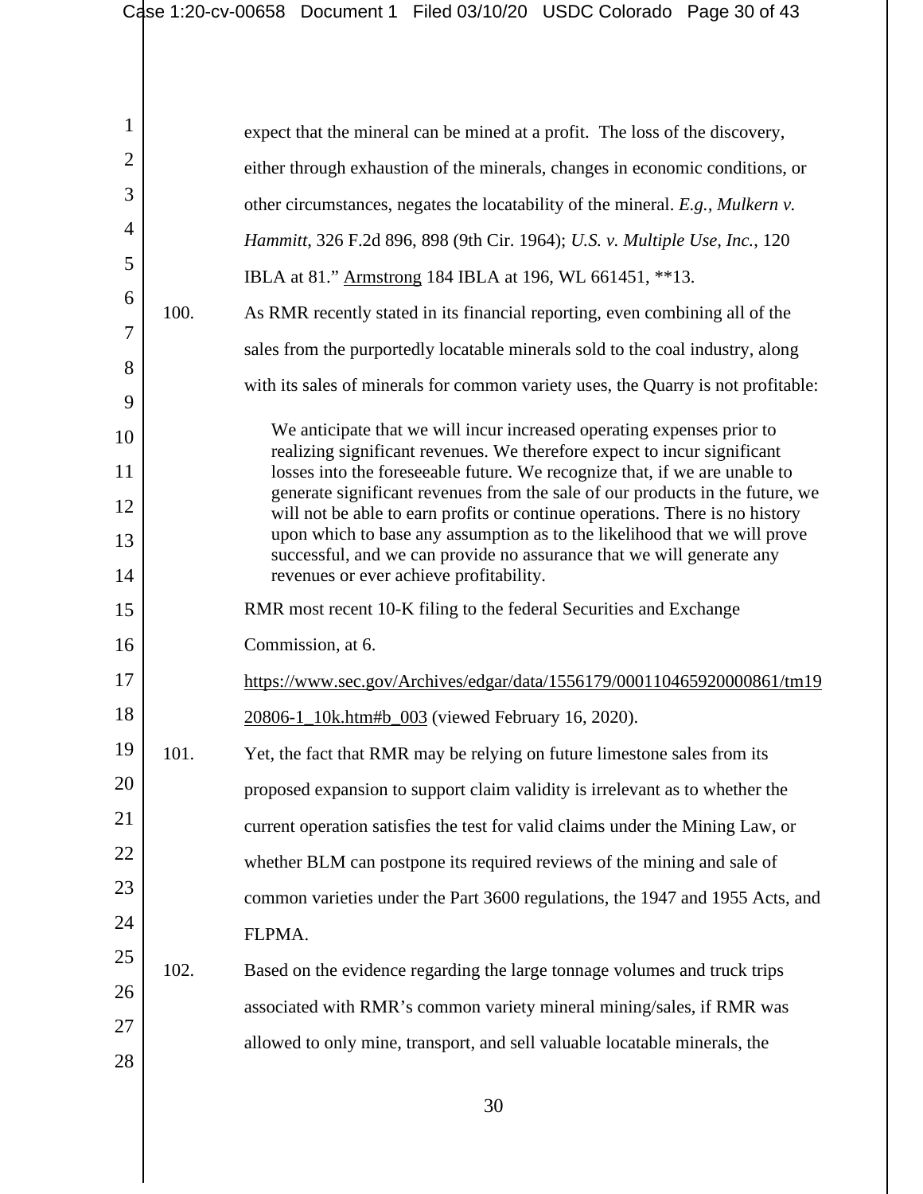expect that the mineral can be mined at a profit. The loss of the discovery, either through exhaustion of the minerals, changes in economic conditions, or other circumstances, negates the locatability of the mineral. *E.g., Mulkern v. Hammitt*, 326 F.2d 896, 898 (9th Cir. 1964); *U.S. v. Multiple Use, Inc.*, 120 IBLA at 81." Armstrong 184 IBLA at 196, WL 661451, **13.

100. As RMR recently stated in its financial reporting, even combining all of the sales from the purportedly locatable minerals sold to the coal industry, along with its sales of minerals for common variety uses, the Quarry is not profitable:

> We anticipate that we will incur increased operating expenses prior to realizing significant revenues. We therefore expect to incur significant losses into the foreseeable future. We recognize that, if we are unable to generate significant revenues from the sale of our products in the future, we will not be able to earn profits or continue operations. There is no history upon which to base any assumption as to the likelihood that we will prove successful, and we can provide no assurance that we will generate any revenues or ever achieve profitability.

RMR most recent 10-K filing to the federal Securities and Exchange Commission, at 6. https://www.sec.gov/Archives/edgar/data/1556179/000110465920000861/tm1920806-1_10k.htm#b_003 (viewed February 16, 2020).

101. Yet, the fact that RMR may be relying on future limestone sales from its proposed expansion to support claim validity is irrelevant as to whether the current operation satisfies the test for valid claims under the Mining Law, or whether BLM can postpone its required reviews of the mining and sale of common varieties under the Part 3600 regulations, the 1947 and 1955 Acts, and FLPMA.

102. Based on the evidence regarding the large tonnage volumes and truck trips associated with RMR's common variety mineral mining/sales, if RMR was allowed to only mine, transport, and sell valuable locatable minerals, the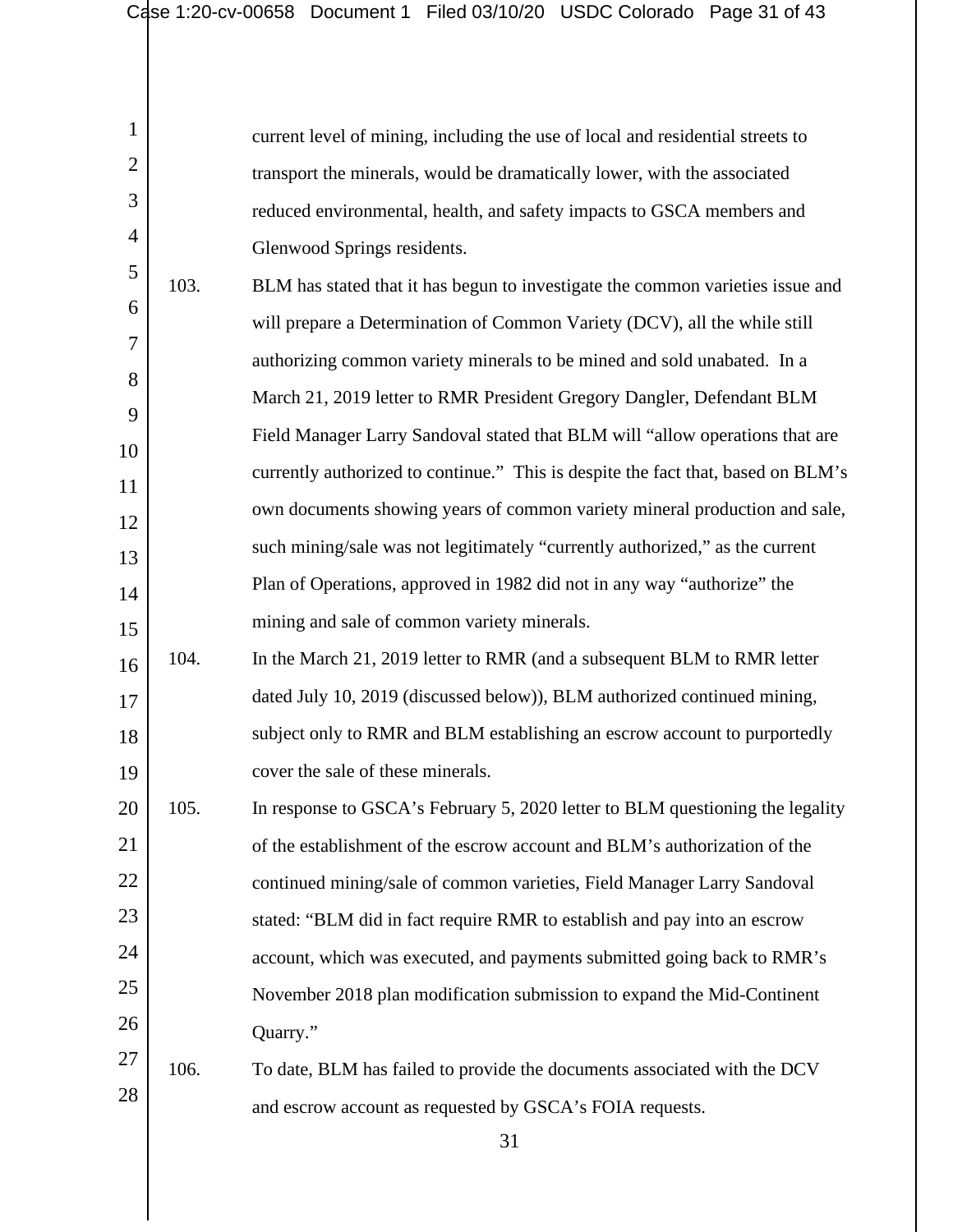current level of mining, including the use of local and residential streets to transport the minerals, would be dramatically lower, with the associated reduced environmental, health, and safety impacts to GSCA members and Glenwood Springs residents.

103. BLM has stated that it has begun to investigate the common varieties issue and will prepare a Determination of Common Variety (DCV), all the while still authorizing common variety minerals to be mined and sold unabated. In a March 21, 2019 letter to RMR President Gregory Dangler, Defendant BLM Field Manager Larry Sandoval stated that BLM will "allow operations that are currently authorized to continue." This is despite the fact that, based on BLM's own documents showing years of common variety mineral production and sale, such mining/sale was not legitimately "currently authorized," as the current Plan of Operations, approved in 1982 did not in any way "authorize" the mining and sale of common variety minerals.

104. In the March 21, 2019 letter to RMR (and a subsequent BLM to RMR letter dated July 10, 2019 (discussed below)), BLM authorized continued mining, subject only to RMR and BLM establishing an escrow account to purportedly cover the sale of these minerals.

105. In response to GSCA's February 5, 2020 letter to BLM questioning the legality of the establishment of the escrow account and BLM's authorization of the continued mining/sale of common varieties, Field Manager Larry Sandoval stated: "BLM did in fact require RMR to establish and pay into an escrow account, which was executed, and payments submitted going back to RMR's November 2018 plan modification submission to expand the Mid-Continent Quarry."

106. To date, BLM has failed to provide the documents associated with the DCV and escrow account as requested by GSCA's FOIA requests.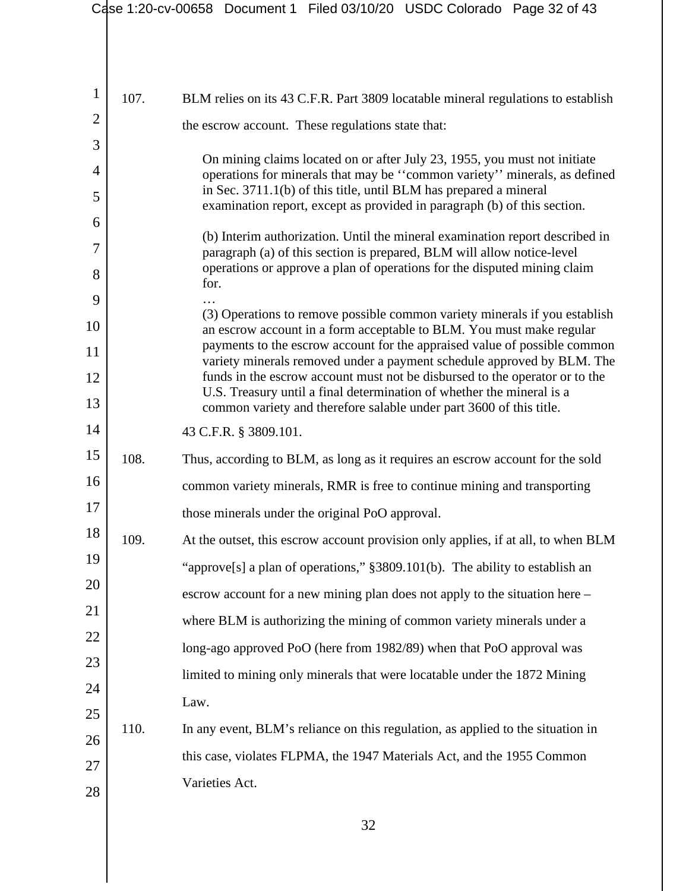107. BLM relies on its 43 C.F.R. Part 3809 locatable mineral regulations to establish the escrow account. These regulations state that:

> On mining claims located on or after July 23, 1955, you must not initiate operations for minerals that may be ''common variety'' minerals, as defined in Sec. 3711.1(b) of this title, until BLM has prepared a mineral examination report, except as provided in paragraph (b) of this section.
>
> (b) Interim authorization. Until the mineral examination report described in paragraph (a) of this section is prepared, BLM will allow notice-level operations or approve a plan of operations for the disputed mining claim for.
>
> …
>
> (3) Operations to remove possible common variety minerals if you establish an escrow account in a form acceptable to BLM. You must make regular payments to the escrow account for the appraised value of possible common variety minerals removed under a payment schedule approved by BLM. The funds in the escrow account must not be disbursed to the operator or to the U.S. Treasury until a final determination of whether the mineral is a common variety and therefore salable under part 3600 of this title.

43 C.F.R. § 3809.101.

108. Thus, according to BLM, as long as it requires an escrow account for the sold common variety minerals, RMR is free to continue mining and transporting those minerals under the original PoO approval.

109. At the outset, this escrow account provision only applies, if at all, to when BLM "approve[s] a plan of operations," §3809.101(b). The ability to establish an escrow account for a new mining plan does not apply to the situation here – where BLM is authorizing the mining of common variety minerals under a long-ago approved PoO (here from 1982/89) when that PoO approval was limited to mining only minerals that were locatable under the 1872 Mining Law.

110. In any event, BLM's reliance on this regulation, as applied to the situation in this case, violates FLPMA, the 1947 Materials Act, and the 1955 Common Varieties Act.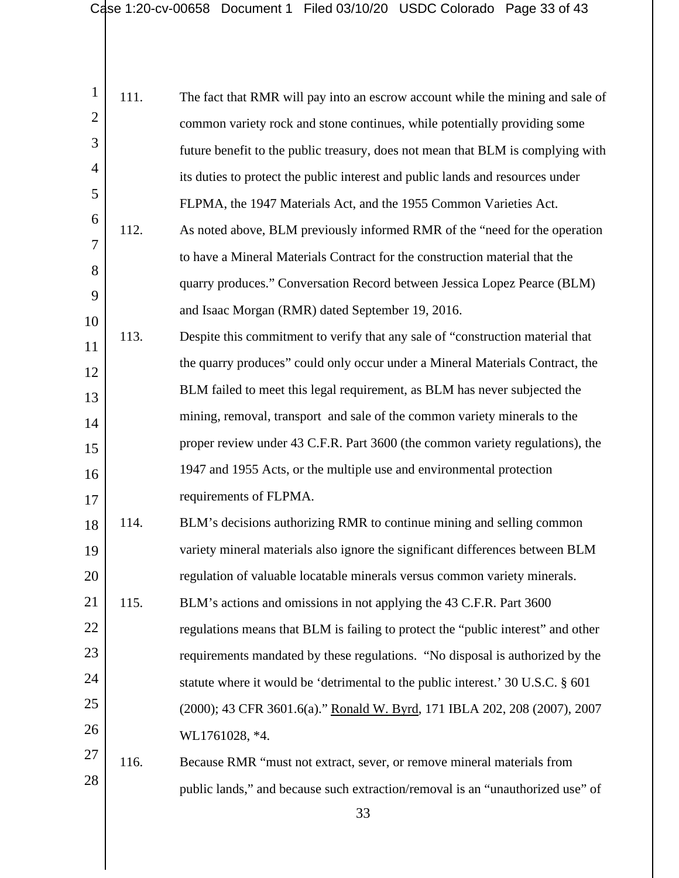111. The fact that RMR will pay into an escrow account while the mining and sale of common variety rock and stone continues, while potentially providing some future benefit to the public treasury, does not mean that BLM is complying with its duties to protect the public interest and public lands and resources under FLPMA, the 1947 Materials Act, and the 1955 Common Varieties Act.

112. As noted above, BLM previously informed RMR of the "need for the operation to have a Mineral Materials Contract for the construction material that the quarry produces." Conversation Record between Jessica Lopez Pearce (BLM) and Isaac Morgan (RMR) dated September 19, 2016.

113. Despite this commitment to verify that any sale of "construction material that the quarry produces" could only occur under a Mineral Materials Contract, the BLM failed to meet this legal requirement, as BLM has never subjected the mining, removal, transport and sale of the common variety minerals to the proper review under 43 C.F.R. Part 3600 (the common variety regulations), the 1947 and 1955 Acts, or the multiple use and environmental protection requirements of FLPMA.

114. BLM's decisions authorizing RMR to continue mining and selling common variety mineral materials also ignore the significant differences between BLM regulation of valuable locatable minerals versus common variety minerals.

115. BLM's actions and omissions in not applying the 43 C.F.R. Part 3600 regulations means that BLM is failing to protect the "public interest" and other requirements mandated by these regulations. "No disposal is authorized by the statute where it would be 'detrimental to the public interest.' 30 U.S.C. § 601 (2000); 43 CFR 3601.6(a)." Ronald W. Byrd, 171 IBLA 202, 208 (2007), 2007 WL1761028, *4.

116. Because RMR "must not extract, sever, or remove mineral materials from public lands," and because such extraction/removal is an "unauthorized use" of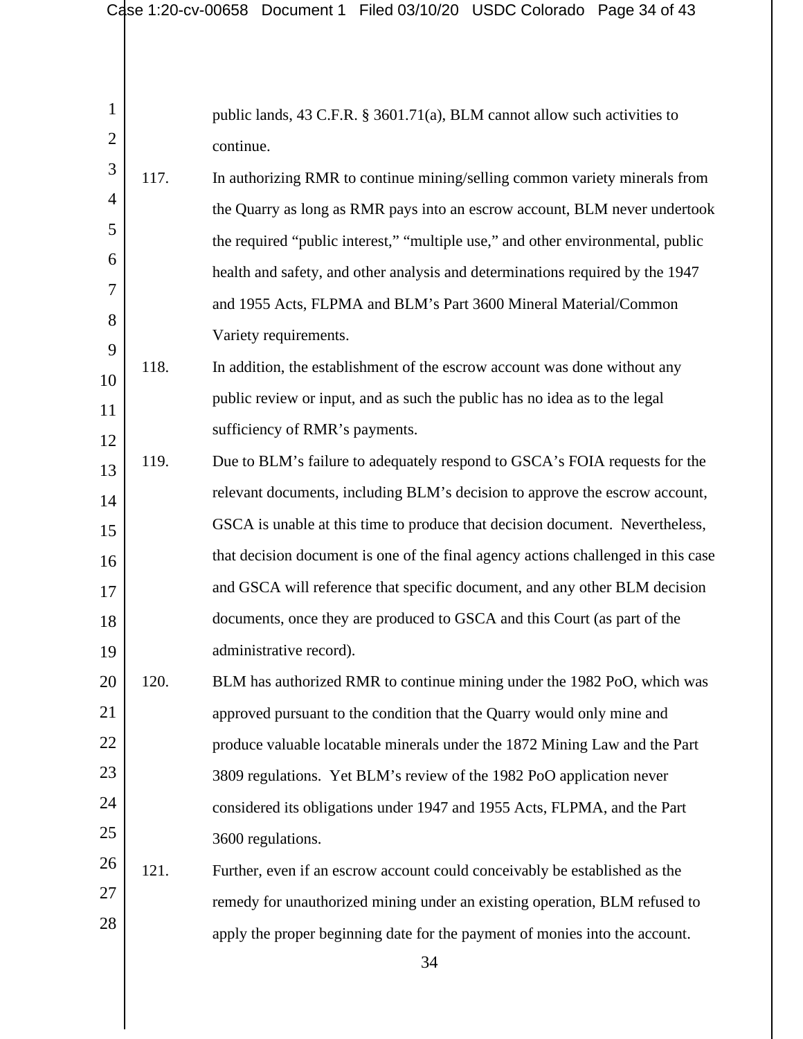public lands, 43 C.F.R. § 3601.71(a), BLM cannot allow such activities to continue.

117. In authorizing RMR to continue mining/selling common variety minerals from the Quarry as long as RMR pays into an escrow account, BLM never undertook the required "public interest," "multiple use," and other environmental, public health and safety, and other analysis and determinations required by the 1947 and 1955 Acts, FLPMA and BLM's Part 3600 Mineral Material/Common Variety requirements.

118. In addition, the establishment of the escrow account was done without any public review or input, and as such the public has no idea as to the legal sufficiency of RMR's payments.

119. Due to BLM's failure to adequately respond to GSCA's FOIA requests for the relevant documents, including BLM's decision to approve the escrow account, GSCA is unable at this time to produce that decision document. Nevertheless, that decision document is one of the final agency actions challenged in this case and GSCA will reference that specific document, and any other BLM decision documents, once they are produced to GSCA and this Court (as part of the administrative record).

120. BLM has authorized RMR to continue mining under the 1982 PoO, which was approved pursuant to the condition that the Quarry would only mine and produce valuable locatable minerals under the 1872 Mining Law and the Part 3809 regulations. Yet BLM's review of the 1982 PoO application never considered its obligations under 1947 and 1955 Acts, FLPMA, and the Part 3600 regulations.

121. Further, even if an escrow account could conceivably be established as the remedy for unauthorized mining under an existing operation, BLM refused to apply the proper beginning date for the payment of monies into the account.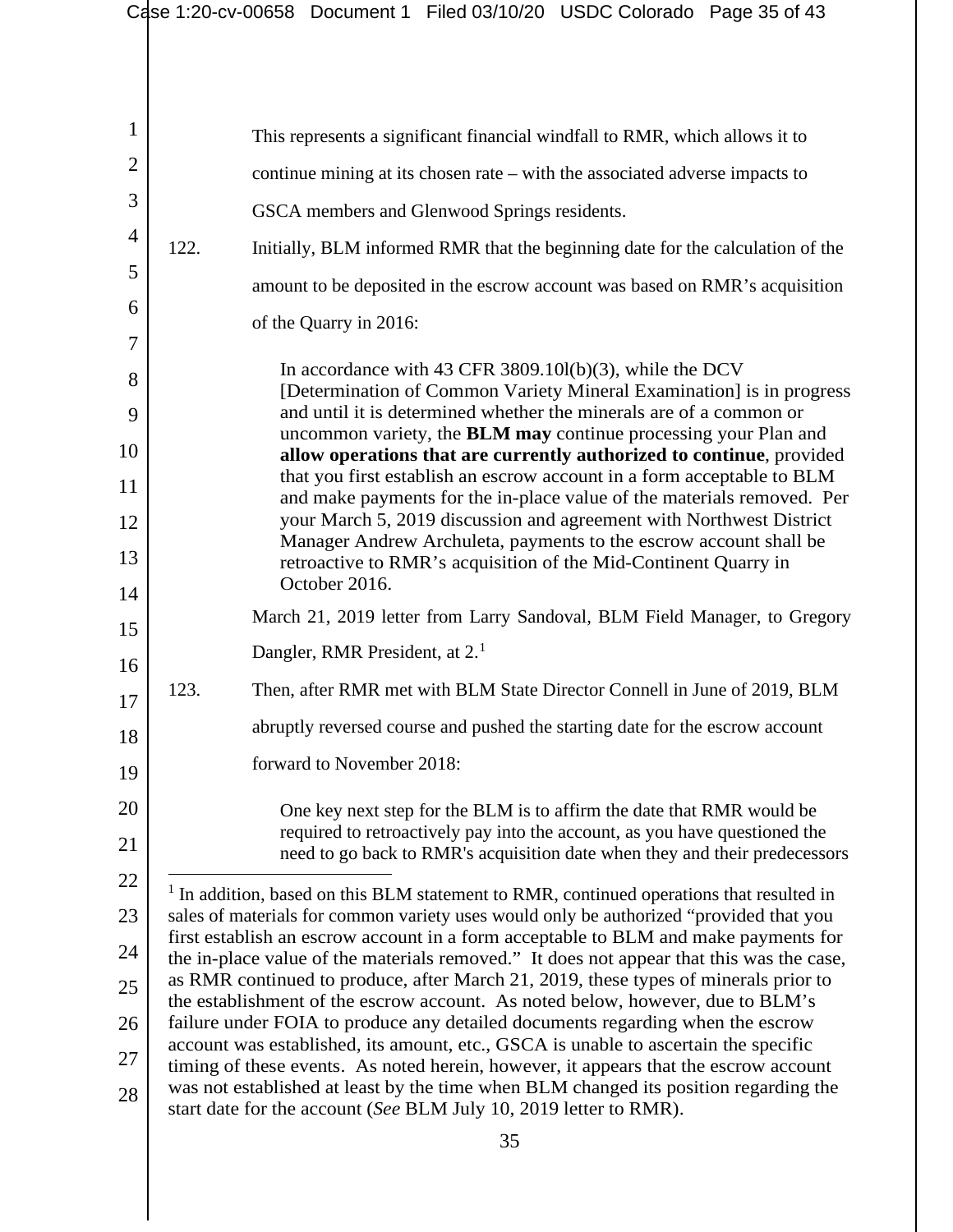This represents a significant financial windfall to RMR, which allows it to continue mining at its chosen rate – with the associated adverse impacts to GSCA members and Glenwood Springs residents.

122. Initially, BLM informed RMR that the beginning date for the calculation of the amount to be deposited in the escrow account was based on RMR's acquisition of the Quarry in 2016:

> In accordance with 43 CFR 3809.10l(b)(3), while the DCV [Determination of Common Variety Mineral Examination] is in progress and until it is determined whether the minerals are of a common or uncommon variety, the **BLM may** continue processing your Plan and **allow operations that are currently authorized to continue**, provided that you first establish an escrow account in a form acceptable to BLM and make payments for the in-place value of the materials removed. Per your March 5, 2019 discussion and agreement with Northwest District Manager Andrew Archuleta, payments to the escrow account shall be retroactive to RMR's acquisition of the Mid-Continent Quarry in October 2016.

March 21, 2019 letter from Larry Sandoval, BLM Field Manager, to Gregory Dangler, RMR President, at 2.[1]

123. Then, after RMR met with BLM State Director Connell in June of 2019, BLM abruptly reversed course and pushed the starting date for the escrow account forward to November 2018:

> One key next step for the BLM is to affirm the date that RMR would be required to retroactively pay into the account, as you have questioned the need to go back to RMR's acquisition date when they and their predecessors

---

[1] In addition, based on this BLM statement to RMR, continued operations that resulted in sales of materials for common variety uses would only be authorized "provided that you first establish an escrow account in a form acceptable to BLM and make payments for the in-place value of the materials removed." It does not appear that this was the case, as RMR continued to produce, after March 21, 2019, these types of minerals prior to the establishment of the escrow account. As noted below, however, due to BLM's failure under FOIA to produce any detailed documents regarding when the escrow account was established, its amount, etc., GSCA is unable to ascertain the specific timing of these events. As noted herein, however, it appears that the escrow account was not established at least by the time when BLM changed its position regarding the start date for the account (*See* BLM July 10, 2019 letter to RMR).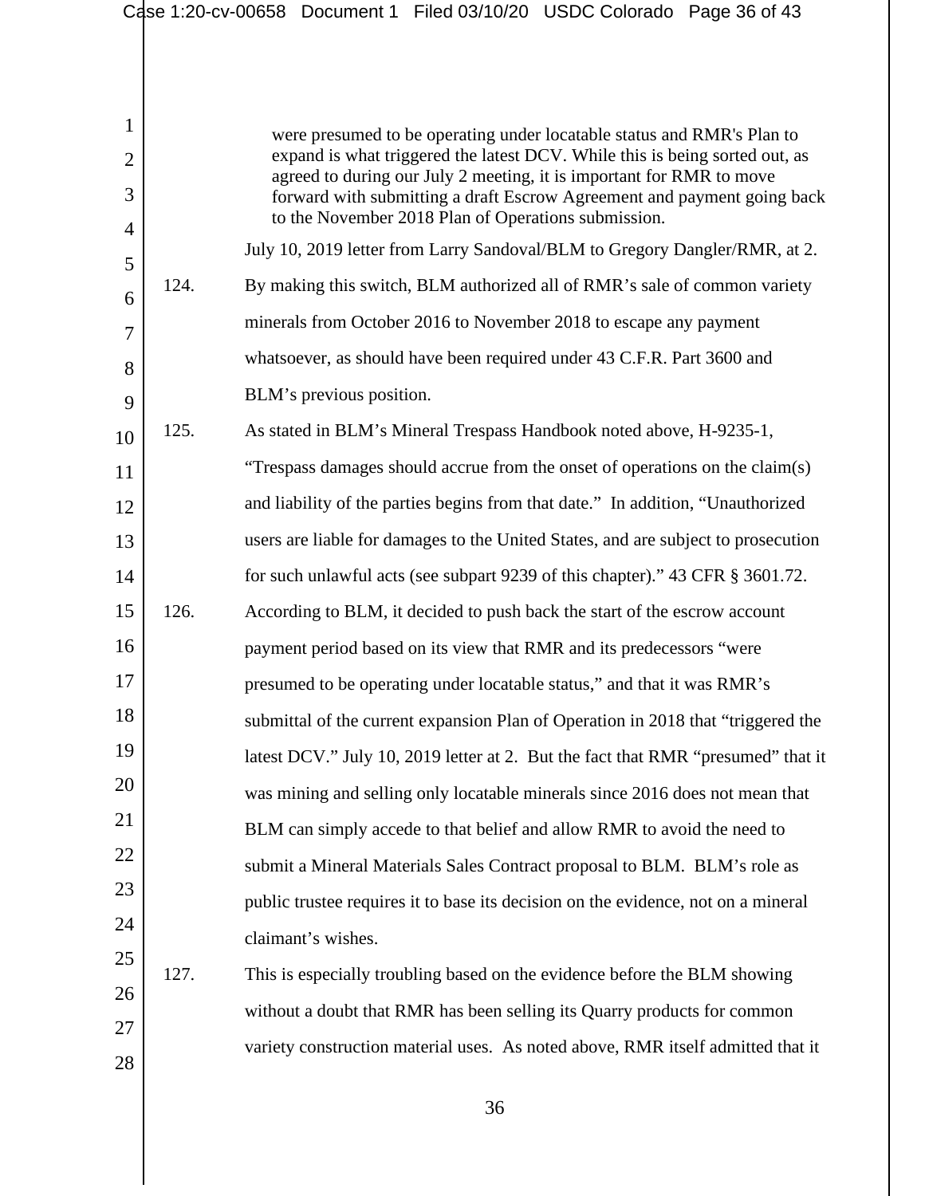> were presumed to be operating under locatable status and RMR's Plan to expand is what triggered the latest DCV. While this is being sorted out, as agreed to during our July 2 meeting, it is important for RMR to move forward with submitting a draft Escrow Agreement and payment going back to the November 2018 Plan of Operations submission.

July 10, 2019 letter from Larry Sandoval/BLM to Gregory Dangler/RMR, at 2.

124. By making this switch, BLM authorized all of RMR's sale of common variety minerals from October 2016 to November 2018 to escape any payment whatsoever, as should have been required under 43 C.F.R. Part 3600 and BLM's previous position.

125. As stated in BLM's Mineral Trespass Handbook noted above, H-9235-1, "Trespass damages should accrue from the onset of operations on the claim(s) and liability of the parties begins from that date." In addition, "Unauthorized users are liable for damages to the United States, and are subject to prosecution for such unlawful acts (see subpart 9239 of this chapter)." 43 CFR § 3601.72.

126. According to BLM, it decided to push back the start of the escrow account payment period based on its view that RMR and its predecessors "were presumed to be operating under locatable status," and that it was RMR's submittal of the current expansion Plan of Operation in 2018 that "triggered the latest DCV." July 10, 2019 letter at 2. But the fact that RMR "presumed" that it was mining and selling only locatable minerals since 2016 does not mean that BLM can simply accede to that belief and allow RMR to avoid the need to submit a Mineral Materials Sales Contract proposal to BLM. BLM's role as public trustee requires it to base its decision on the evidence, not on a mineral claimant's wishes.

127. This is especially troubling based on the evidence before the BLM showing without a doubt that RMR has been selling its Quarry products for common variety construction material uses. As noted above, RMR itself admitted that it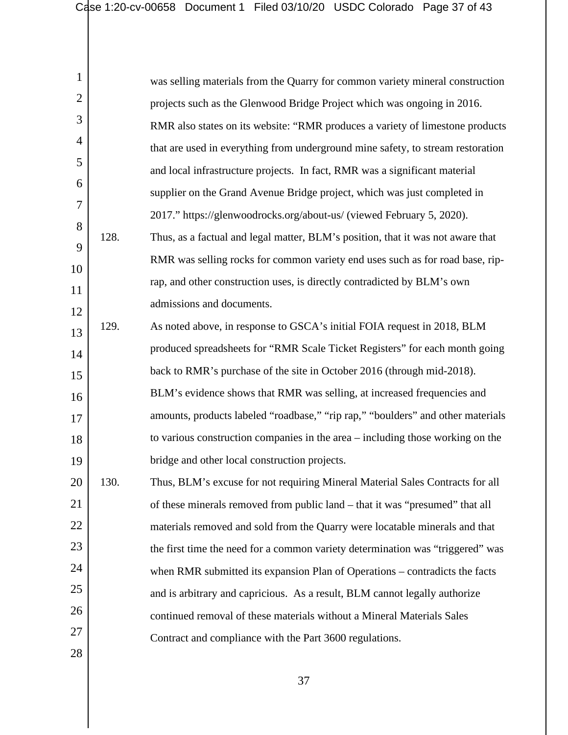was selling materials from the Quarry for common variety mineral construction projects such as the Glenwood Bridge Project which was ongoing in 2016. RMR also states on its website: "RMR produces a variety of limestone products that are used in everything from underground mine safety, to stream restoration and local infrastructure projects. In fact, RMR was a significant material supplier on the Grand Avenue Bridge project, which was just completed in 2017." https://glenwoodrocks.org/about-us/ (viewed February 5, 2020).

128. Thus, as a factual and legal matter, BLM's position, that it was not aware that RMR was selling rocks for common variety end uses such as for road base, rip-rap, and other construction uses, is directly contradicted by BLM's own admissions and documents.

129. As noted above, in response to GSCA's initial FOIA request in 2018, BLM produced spreadsheets for "RMR Scale Ticket Registers" for each month going back to RMR's purchase of the site in October 2016 (through mid-2018). BLM's evidence shows that RMR was selling, at increased frequencies and amounts, products labeled "roadbase," "rip rap," "boulders" and other materials to various construction companies in the area – including those working on the bridge and other local construction projects.

130. Thus, BLM's excuse for not requiring Mineral Material Sales Contracts for all of these minerals removed from public land – that it was "presumed" that all materials removed and sold from the Quarry were locatable minerals and that the first time the need for a common variety determination was "triggered" was when RMR submitted its expansion Plan of Operations – contradicts the facts and is arbitrary and capricious. As a result, BLM cannot legally authorize continued removal of these materials without a Mineral Materials Sales Contract and compliance with the Part 3600 regulations.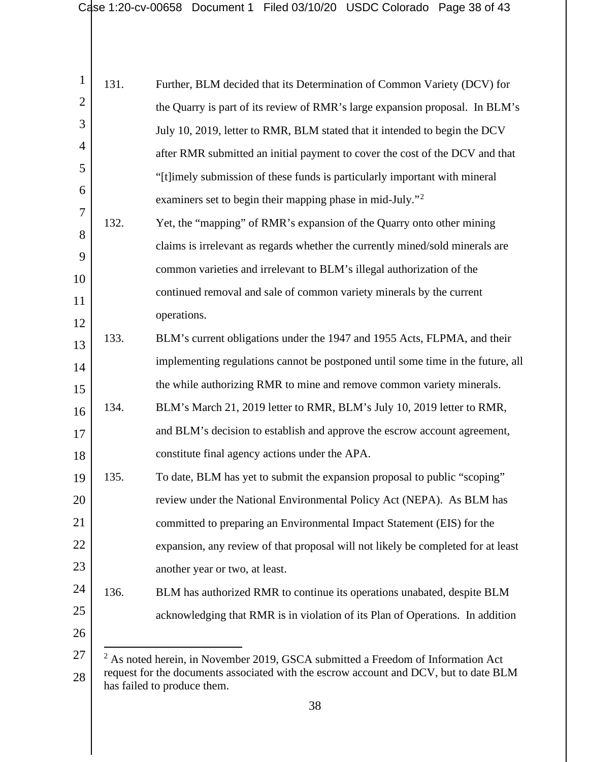131. Further, BLM decided that its Determination of Common Variety (DCV) for the Quarry is part of its review of RMR's large expansion proposal. In BLM's July 10, 2019, letter to RMR, BLM stated that it intended to begin the DCV after RMR submitted an initial payment to cover the cost of the DCV and that "[t]imely submission of these funds is particularly important with mineral examiners set to begin their mapping phase in mid-July."[2]

132. Yet, the "mapping" of RMR's expansion of the Quarry onto other mining claims is irrelevant as regards whether the currently mined/sold minerals are common varieties and irrelevant to BLM's illegal authorization of the continued removal and sale of common variety minerals by the current operations.

133. BLM's current obligations under the 1947 and 1955 Acts, FLPMA, and their implementing regulations cannot be postponed until some time in the future, all the while authorizing RMR to mine and remove common variety minerals.

134. BLM's March 21, 2019 letter to RMR, BLM's July 10, 2019 letter to RMR, and BLM's decision to establish and approve the escrow account agreement, constitute final agency actions under the APA.

135. To date, BLM has yet to submit the expansion proposal to public "scoping" review under the National Environmental Policy Act (NEPA). As BLM has committed to preparing an Environmental Impact Statement (EIS) for the expansion, any review of that proposal will not likely be completed for at least another year or two, at least.

136. BLM has authorized RMR to continue its operations unabated, despite BLM acknowledging that RMR is in violation of its Plan of Operations. In addition

---

[2] As noted herein, in November 2019, GSCA submitted a Freedom of Information Act request for the documents associated with the escrow account and DCV, but to date BLM has failed to produce them.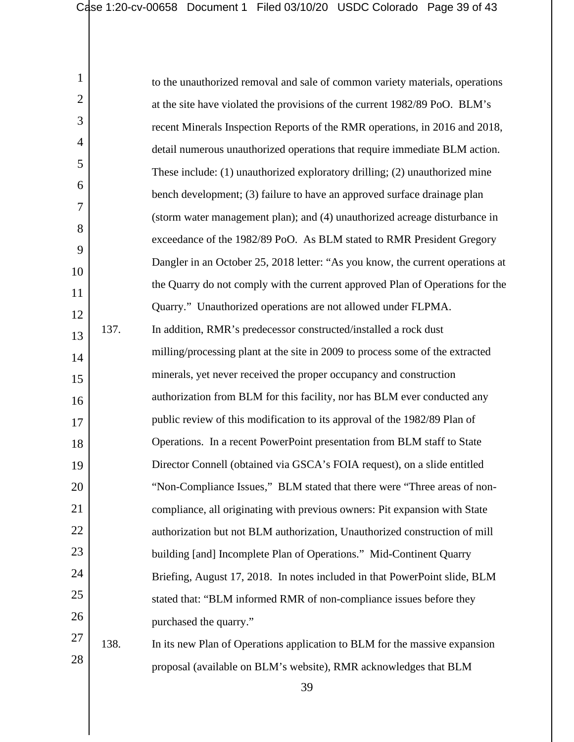to the unauthorized removal and sale of common variety materials, operations at the site have violated the provisions of the current 1982/89 PoO. BLM's recent Minerals Inspection Reports of the RMR operations, in 2016 and 2018, detail numerous unauthorized operations that require immediate BLM action. These include: (1) unauthorized exploratory drilling; (2) unauthorized mine bench development; (3) failure to have an approved surface drainage plan (storm water management plan); and (4) unauthorized acreage disturbance in exceedance of the 1982/89 PoO. As BLM stated to RMR President Gregory Dangler in an October 25, 2018 letter: "As you know, the current operations at the Quarry do not comply with the current approved Plan of Operations for the Quarry." Unauthorized operations are not allowed under FLPMA.

137. In addition, RMR's predecessor constructed/installed a rock dust milling/processing plant at the site in 2009 to process some of the extracted minerals, yet never received the proper occupancy and construction authorization from BLM for this facility, nor has BLM ever conducted any public review of this modification to its approval of the 1982/89 Plan of Operations. In a recent PowerPoint presentation from BLM staff to State Director Connell (obtained via GSCA's FOIA request), on a slide entitled "Non-Compliance Issues," BLM stated that there were "Three areas of non-compliance, all originating with previous owners: Pit expansion with State authorization but not BLM authorization, Unauthorized construction of mill building [and] Incomplete Plan of Operations." Mid-Continent Quarry Briefing, August 17, 2018. In notes included in that PowerPoint slide, BLM stated that: "BLM informed RMR of non-compliance issues before they purchased the quarry."

138. In its new Plan of Operations application to BLM for the massive expansion proposal (available on BLM's website), RMR acknowledges that BLM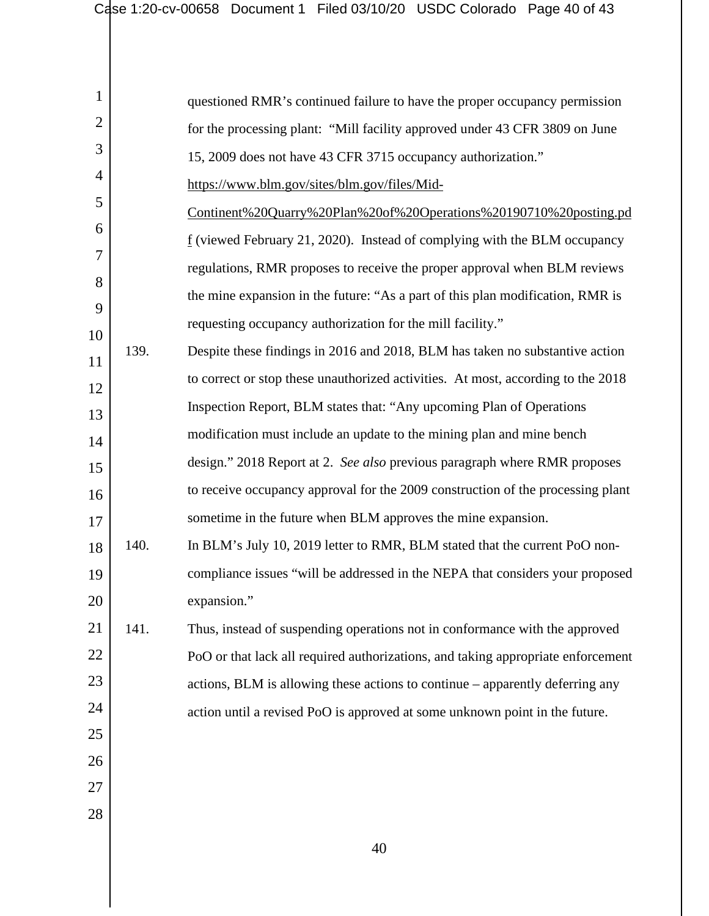questioned RMR's continued failure to have the proper occupancy permission for the processing plant: "Mill facility approved under 43 CFR 3809 on June 15, 2009 does not have 43 CFR 3715 occupancy authorization." https://www.blm.gov/sites/blm.gov/files/Mid-Continent%20Quarry%20Plan%20of%20Operations%20190710%20posting.pdf (viewed February 21, 2020). Instead of complying with the BLM occupancy regulations, RMR proposes to receive the proper approval when BLM reviews the mine expansion in the future: "As a part of this plan modification, RMR is requesting occupancy authorization for the mill facility."

139. Despite these findings in 2016 and 2018, BLM has taken no substantive action to correct or stop these unauthorized activities. At most, according to the 2018 Inspection Report, BLM states that: "Any upcoming Plan of Operations modification must include an update to the mining plan and mine bench design." 2018 Report at 2. *See also* previous paragraph where RMR proposes to receive occupancy approval for the 2009 construction of the processing plant sometime in the future when BLM approves the mine expansion.

140. In BLM's July 10, 2019 letter to RMR, BLM stated that the current PoO non-compliance issues "will be addressed in the NEPA that considers your proposed expansion."

141. Thus, instead of suspending operations not in conformance with the approved PoO or that lack all required authorizations, and taking appropriate enforcement actions, BLM is allowing these actions to continue – apparently deferring any action until a revised PoO is approved at some unknown point in the future.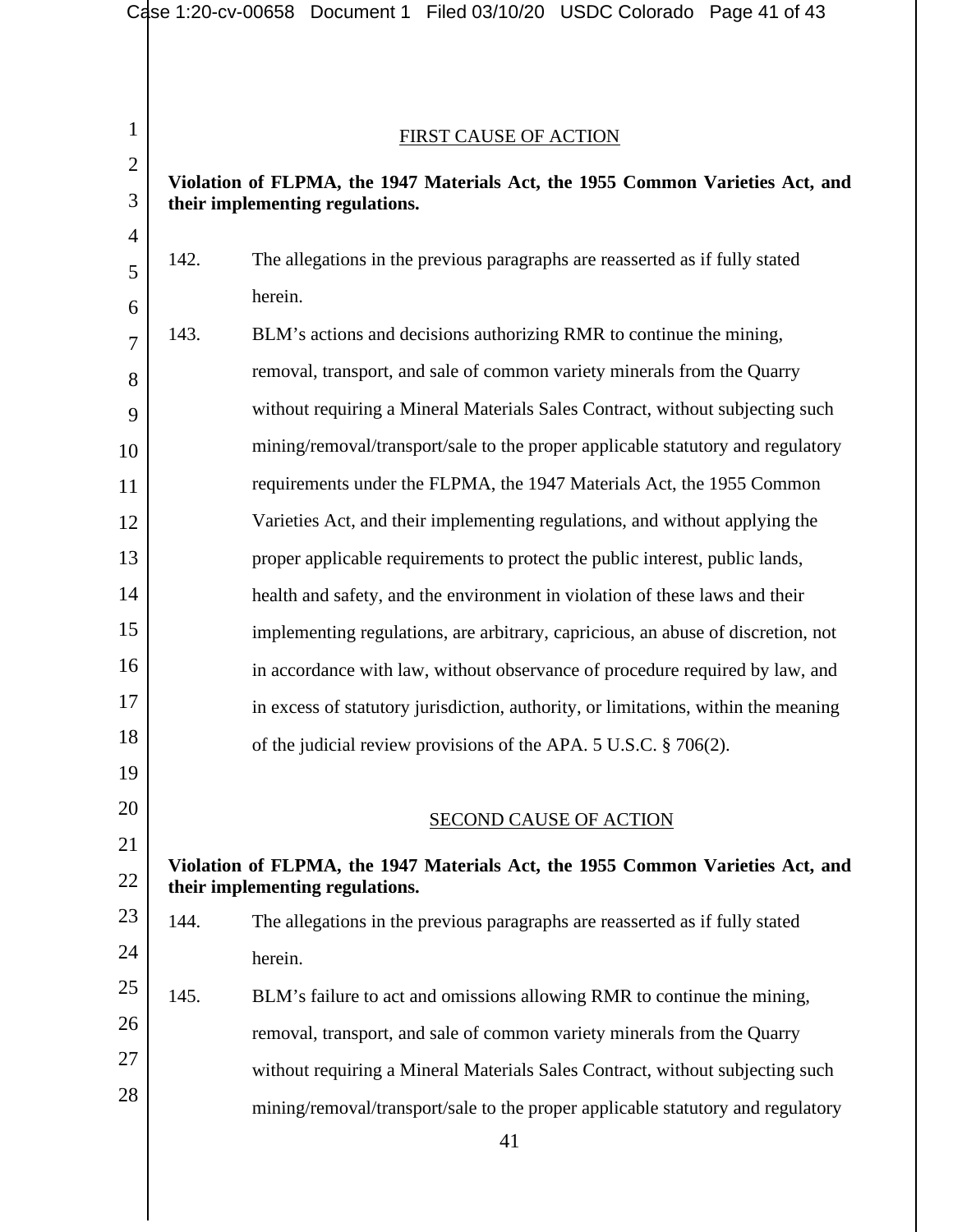## FIRST CAUSE OF ACTION

**Violation of FLPMA, the 1947 Materials Act, the 1955 Common Varieties Act, and their implementing regulations.**

142. The allegations in the previous paragraphs are reasserted as if fully stated herein.

143. BLM's actions and decisions authorizing RMR to continue the mining, removal, transport, and sale of common variety minerals from the Quarry without requiring a Mineral Materials Sales Contract, without subjecting such mining/removal/transport/sale to the proper applicable statutory and regulatory requirements under the FLPMA, the 1947 Materials Act, the 1955 Common Varieties Act, and their implementing regulations, and without applying the proper applicable requirements to protect the public interest, public lands, health and safety, and the environment in violation of these laws and their implementing regulations, are arbitrary, capricious, an abuse of discretion, not in accordance with law, without observance of procedure required by law, and in excess of statutory jurisdiction, authority, or limitations, within the meaning of the judicial review provisions of the APA. 5 U.S.C. § 706(2).

## SECOND CAUSE OF ACTION

**Violation of FLPMA, the 1947 Materials Act, the 1955 Common Varieties Act, and their implementing regulations.**

144. The allegations in the previous paragraphs are reasserted as if fully stated herein.

145. BLM's failure to act and omissions allowing RMR to continue the mining, removal, transport, and sale of common variety minerals from the Quarry without requiring a Mineral Materials Sales Contract, without subjecting such mining/removal/transport/sale to the proper applicable statutory and regulatory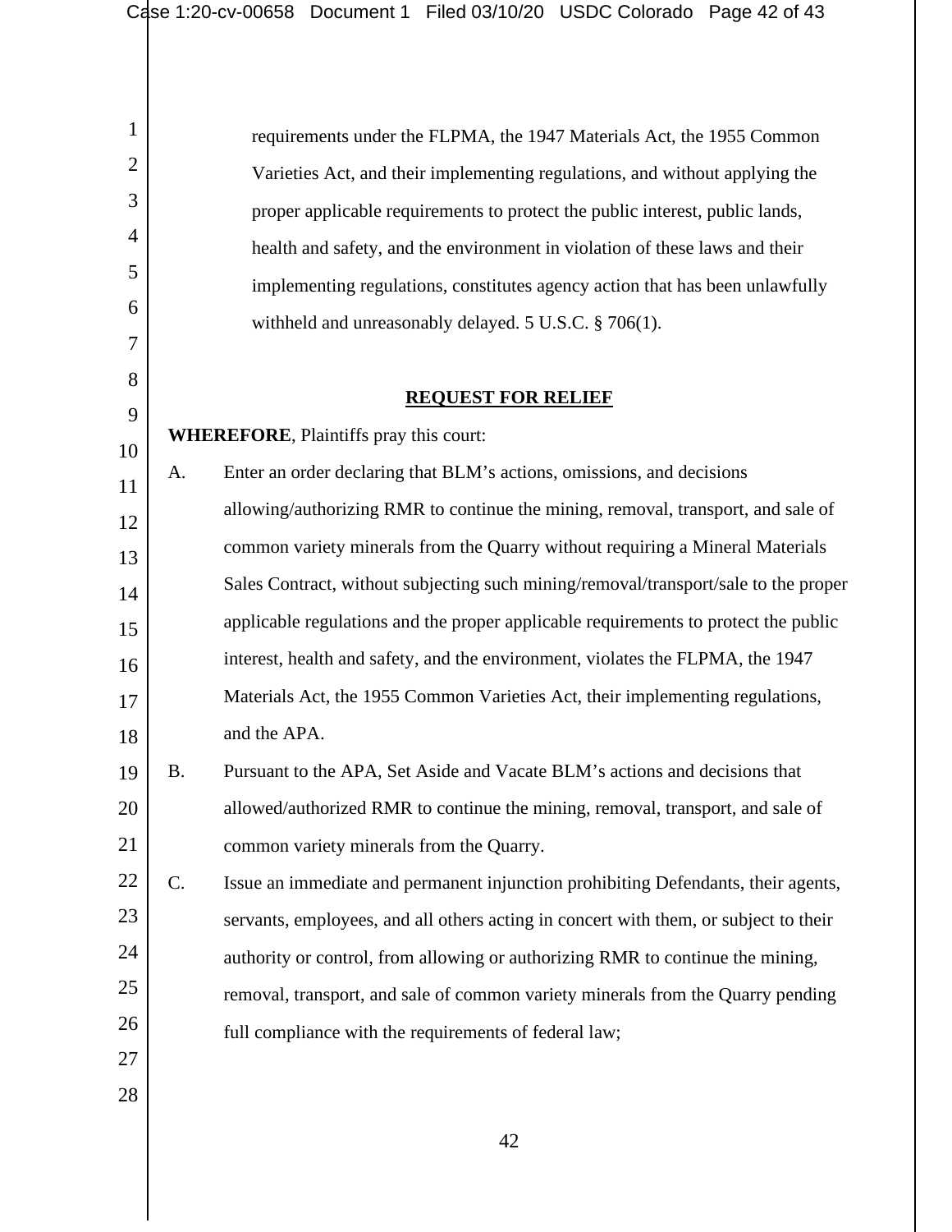requirements under the FLPMA, the 1947 Materials Act, the 1955 Common Varieties Act, and their implementing regulations, and without applying the proper applicable requirements to protect the public interest, public lands, health and safety, and the environment in violation of these laws and their implementing regulations, constitutes agency action that has been unlawfully withheld and unreasonably delayed. 5 U.S.C. § 706(1).

## REQUEST FOR RELIEF

**WHEREFORE**, Plaintiffs pray this court:

A. Enter an order declaring that BLM's actions, omissions, and decisions allowing/authorizing RMR to continue the mining, removal, transport, and sale of common variety minerals from the Quarry without requiring a Mineral Materials Sales Contract, without subjecting such mining/removal/transport/sale to the proper applicable regulations and the proper applicable requirements to protect the public interest, health and safety, and the environment, violates the FLPMA, the 1947 Materials Act, the 1955 Common Varieties Act, their implementing regulations, and the APA.

B. Pursuant to the APA, Set Aside and Vacate BLM's actions and decisions that allowed/authorized RMR to continue the mining, removal, transport, and sale of common variety minerals from the Quarry.

C. Issue an immediate and permanent injunction prohibiting Defendants, their agents, servants, employees, and all others acting in concert with them, or subject to their authority or control, from allowing or authorizing RMR to continue the mining, removal, transport, and sale of common variety minerals from the Quarry pending full compliance with the requirements of federal law;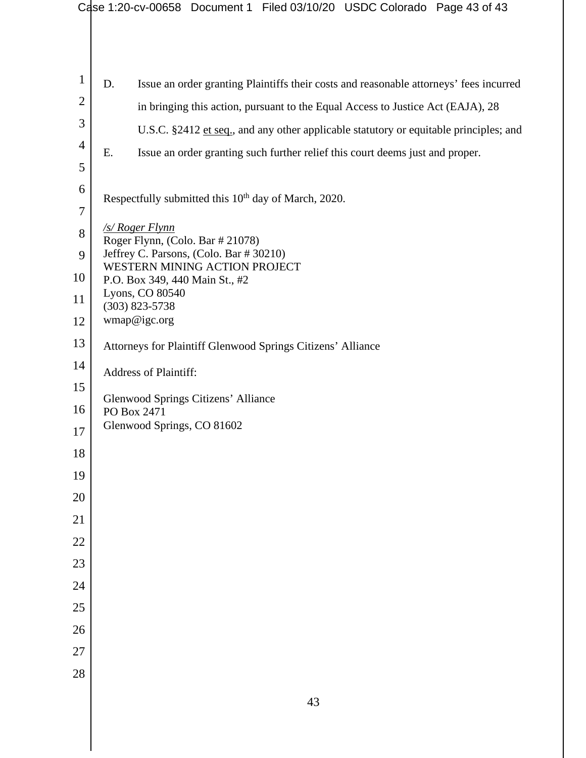D. Issue an order granting Plaintiffs their costs and reasonable attorneys' fees incurred in bringing this action, pursuant to the Equal Access to Justice Act (EAJA), 28 U.S.C. §2412 et seq., and any other applicable statutory or equitable principles; and

E. Issue an order granting such further relief this court deems just and proper.

Respectfully submitted this 10th day of March, 2020.

*/s/ Roger Flynn*
Roger Flynn, (Colo. Bar # 21078)
Jeffrey C. Parsons, (Colo. Bar # 30210)
WESTERN MINING ACTION PROJECT
P.O. Box 349, 440 Main St., #2
Lyons, CO 80540
(303) 823-5738
wmap@igc.org

Attorneys for Plaintiff Glenwood Springs Citizens' Alliance

Address of Plaintiff:

Glenwood Springs Citizens' Alliance
PO Box 2471
Glenwood Springs, CO 81602